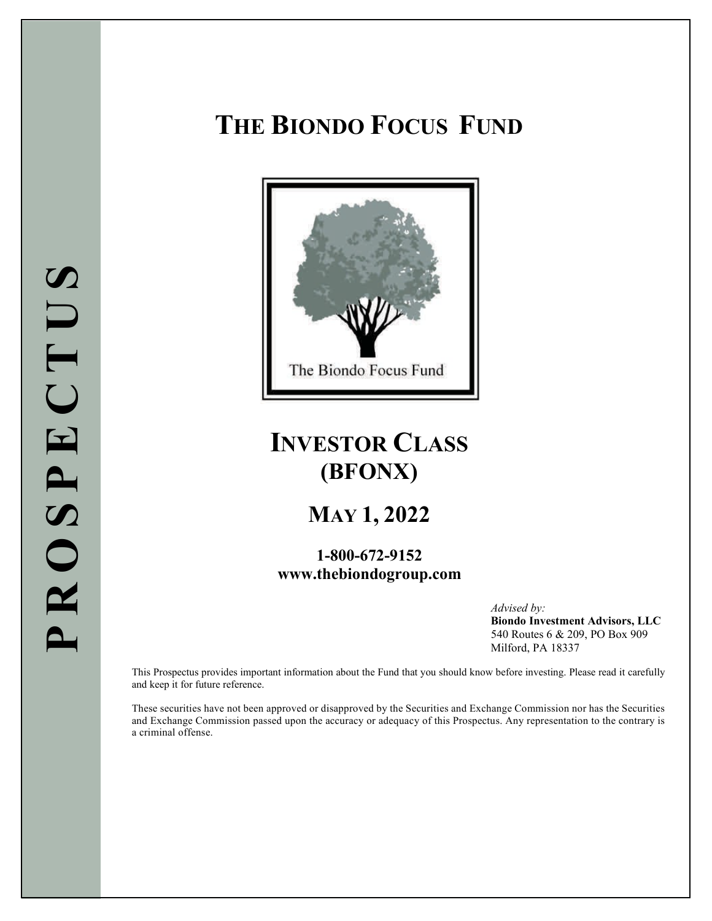PROSPECTUS

# THE BIONDO FOCUS FUND

The Biondo Focus Fund

## INVESTOR CLASS (BFONX)

## MAY 1, 2022

**1-800-672-9152**
**www.thebiondogroup.com**

*Advised by:*
**Biondo Investment Advisors, LLC**
540 Routes 6 & 209, PO Box 909
Milford, PA 18337

This Prospectus provides important information about the Fund that you should know before investing. Please read it carefully and keep it for future reference.

These securities have not been approved or disapproved by the Securities and Exchange Commission nor has the Securities and Exchange Commission passed upon the accuracy or adequacy of this Prospectus. Any representation to the contrary is a criminal offense.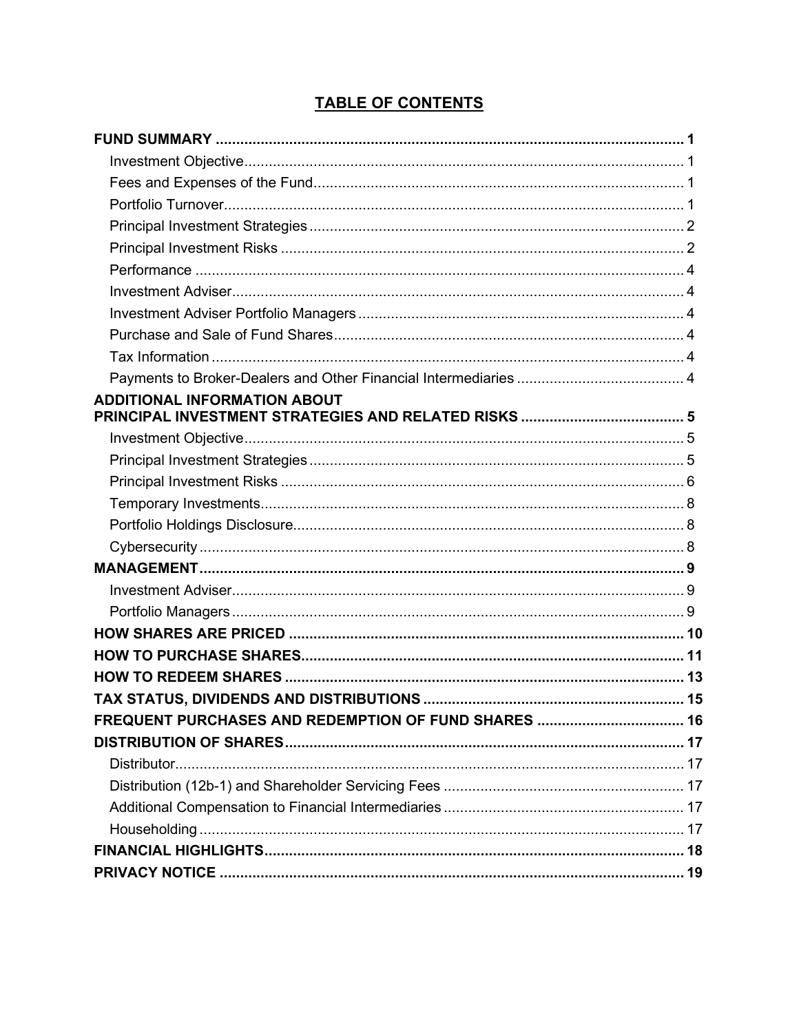# TABLE OF CONTENTS

| | |
|---|---|
| **FUND SUMMARY** | **1** |
| Investment Objective | 1 |
| Fees and Expenses of the Fund | 1 |
| Portfolio Turnover | 1 |
| Principal Investment Strategies | 2 |
| Principal Investment Risks | 2 |
| Performance | 4 |
| Investment Adviser | 4 |
| Investment Adviser Portfolio Managers | 4 |
| Purchase and Sale of Fund Shares | 4 |
| Tax Information | 4 |
| Payments to Broker-Dealers and Other Financial Intermediaries | 4 |
| **ADDITIONAL INFORMATION ABOUT PRINCIPAL INVESTMENT STRATEGIES AND RELATED RISKS** | **5** |
| Investment Objective | 5 |
| Principal Investment Strategies | 5 |
| Principal Investment Risks | 6 |
| Temporary Investments | 8 |
| Portfolio Holdings Disclosure | 8 |
| Cybersecurity | 8 |
| **MANAGEMENT** | **9** |
| Investment Adviser | 9 |
| Portfolio Managers | 9 |
| **HOW SHARES ARE PRICED** | **10** |
| **HOW TO PURCHASE SHARES** | **11** |
| **HOW TO REDEEM SHARES** | **13** |
| **TAX STATUS, DIVIDENDS AND DISTRIBUTIONS** | **15** |
| **FREQUENT PURCHASES AND REDEMPTION OF FUND SHARES** | **16** |
| **DISTRIBUTION OF SHARES** | **17** |
| Distributor | 17 |
| Distribution (12b-1) and Shareholder Servicing Fees | 17 |
| Additional Compensation to Financial Intermediaries | 17 |
| Householding | 17 |
| **FINANCIAL HIGHLIGHTS** | **18** |
| **PRIVACY NOTICE** | **19** |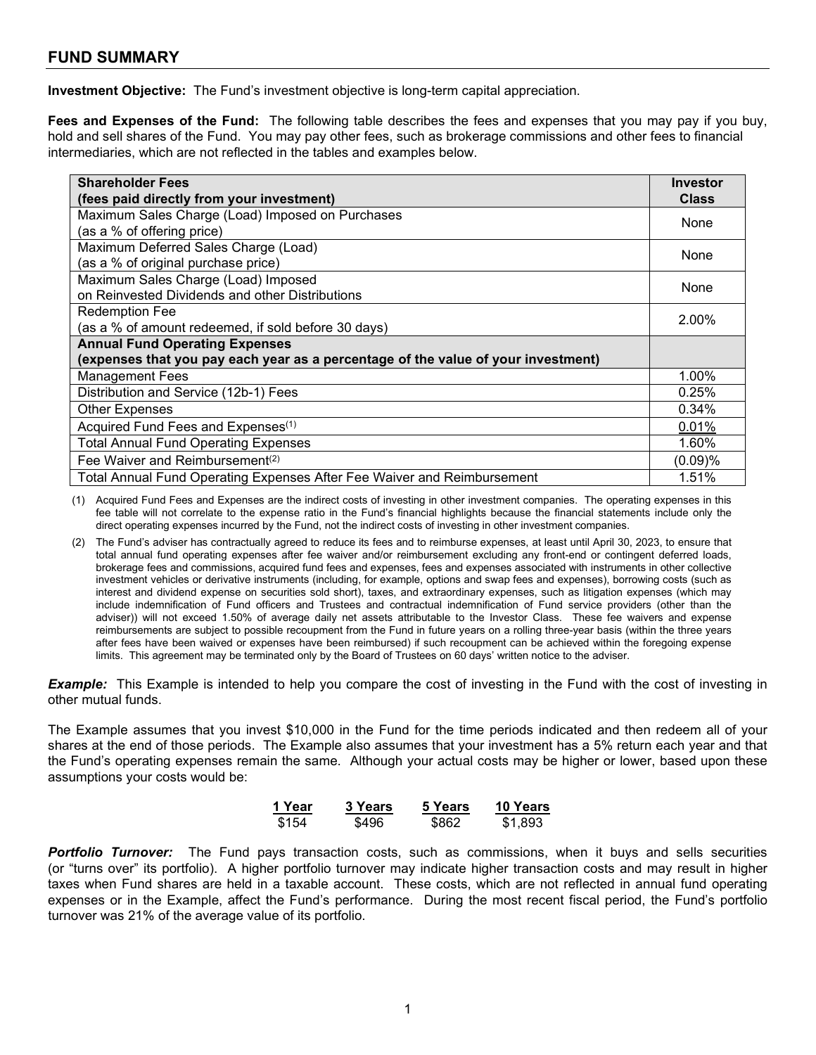## FUND SUMMARY

**Investment Objective:** The Fund's investment objective is long-term capital appreciation.

**Fees and Expenses of the Fund:** The following table describes the fees and expenses that you may pay if you buy, hold and sell shares of the Fund. You may pay other fees, such as brokerage commissions and other fees to financial intermediaries, which are not reflected in the tables and examples below.

| **Shareholder Fees (fees paid directly from your investment)** | **Investor Class** |
|---|---|
| Maximum Sales Charge (Load) Imposed on Purchases (as a % of offering price) | None |
| Maximum Deferred Sales Charge (Load) (as a % of original purchase price) | None |
| Maximum Sales Charge (Load) Imposed on Reinvested Dividends and other Distributions | None |
| Redemption Fee (as a % of amount redeemed, if sold before 30 days) | 2.00% |
| **Annual Fund Operating Expenses (expenses that you pay each year as a percentage of the value of your investment)** | |
| Management Fees | 1.00% |
| Distribution and Service (12b-1) Fees | 0.25% |
| Other Expenses | 0.34% |
| Acquired Fund Fees and Expenses[(1)] | 0.01% |
| Total Annual Fund Operating Expenses | 1.60% |
| Fee Waiver and Reimbursement[(2)] | (0.09)% |
| Total Annual Fund Operating Expenses After Fee Waiver and Reimbursement | 1.51% |

(1) Acquired Fund Fees and Expenses are the indirect costs of investing in other investment companies. The operating expenses in this fee table will not correlate to the expense ratio in the Fund's financial highlights because the financial statements include only the direct operating expenses incurred by the Fund, not the indirect costs of investing in other investment companies.

(2) The Fund's adviser has contractually agreed to reduce its fees and to reimburse expenses, at least until April 30, 2023, to ensure that total annual fund operating expenses after fee waiver and/or reimbursement excluding any front-end or contingent deferred loads, brokerage fees and commissions, acquired fund fees and expenses, fees and expenses associated with instruments in other collective investment vehicles or derivative instruments (including, for example, options and swap fees and expenses), borrowing costs (such as interest and dividend expense on securities sold short), taxes, and extraordinary expenses, such as litigation expenses (which may include indemnification of Fund officers and Trustees and contractual indemnification of Fund service providers (other than the adviser)) will not exceed 1.50% of average daily net assets attributable to the Investor Class. These fee waivers and expense reimbursements are subject to possible recoupment from the Fund in future years on a rolling three-year basis (within the three years after fees have been waived or expenses have been reimbursed) if such recoupment can be achieved within the foregoing expense limits. This agreement may be terminated only by the Board of Trustees on 60 days' written notice to the adviser.

***Example:*** This Example is intended to help you compare the cost of investing in the Fund with the cost of investing in other mutual funds.

The Example assumes that you invest $10,000 in the Fund for the time periods indicated and then redeem all of your shares at the end of those periods. The Example also assumes that your investment has a 5% return each year and that the Fund's operating expenses remain the same. Although your actual costs may be higher or lower, based upon these assumptions your costs would be:

| 1 Year | 3 Years | 5 Years | 10 Years |
|---|---|---|---|
| $154 | $496 | $862 | $1,893 |

***Portfolio Turnover:*** The Fund pays transaction costs, such as commissions, when it buys and sells securities (or "turns over" its portfolio). A higher portfolio turnover may indicate higher transaction costs and may result in higher taxes when Fund shares are held in a taxable account. These costs, which are not reflected in annual fund operating expenses or in the Example, affect the Fund's performance. During the most recent fiscal period, the Fund's portfolio turnover was 21% of the average value of its portfolio.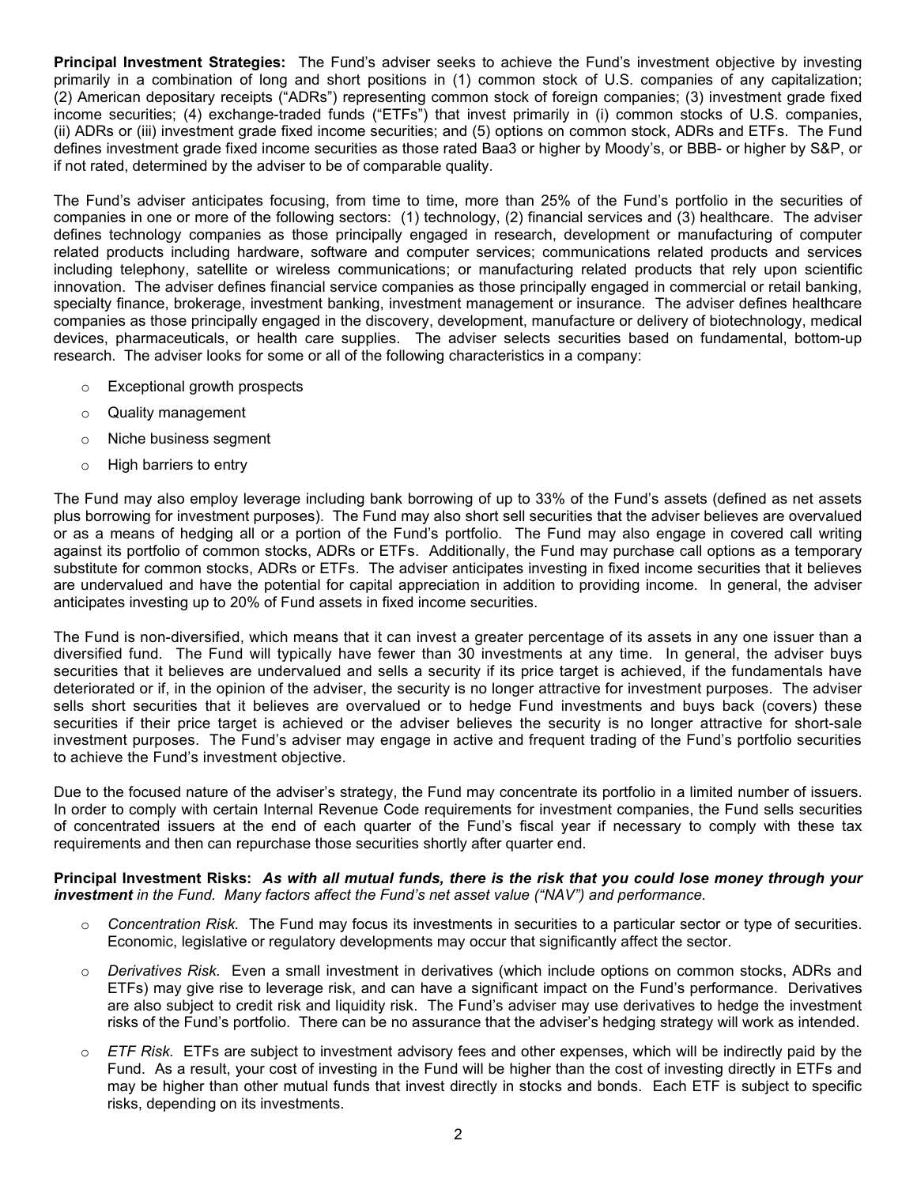**Principal Investment Strategies:** The Fund's adviser seeks to achieve the Fund's investment objective by investing primarily in a combination of long and short positions in (1) common stock of U.S. companies of any capitalization; (2) American depositary receipts ("ADRs") representing common stock of foreign companies; (3) investment grade fixed income securities; (4) exchange-traded funds ("ETFs") that invest primarily in (i) common stocks of U.S. companies, (ii) ADRs or (iii) investment grade fixed income securities; and (5) options on common stock, ADRs and ETFs. The Fund defines investment grade fixed income securities as those rated Baa3 or higher by Moody's, or BBB- or higher by S&P, or if not rated, determined by the adviser to be of comparable quality.

The Fund's adviser anticipates focusing, from time to time, more than 25% of the Fund's portfolio in the securities of companies in one or more of the following sectors: (1) technology, (2) financial services and (3) healthcare. The adviser defines technology companies as those principally engaged in research, development or manufacturing of computer related products including hardware, software and computer services; communications related products and services including telephony, satellite or wireless communications; or manufacturing related products that rely upon scientific innovation. The adviser defines financial service companies as those principally engaged in commercial or retail banking, specialty finance, brokerage, investment banking, investment management or insurance. The adviser defines healthcare companies as those principally engaged in the discovery, development, manufacture or delivery of biotechnology, medical devices, pharmaceuticals, or health care supplies. The adviser selects securities based on fundamental, bottom-up research. The adviser looks for some or all of the following characteristics in a company:

- Exceptional growth prospects
- Quality management
- Niche business segment
- High barriers to entry

The Fund may also employ leverage including bank borrowing of up to 33% of the Fund's assets (defined as net assets plus borrowing for investment purposes). The Fund may also short sell securities that the adviser believes are overvalued or as a means of hedging all or a portion of the Fund's portfolio. The Fund may also engage in covered call writing against its portfolio of common stocks, ADRs or ETFs. Additionally, the Fund may purchase call options as a temporary substitute for common stocks, ADRs or ETFs. The adviser anticipates investing in fixed income securities that it believes are undervalued and have the potential for capital appreciation in addition to providing income. In general, the adviser anticipates investing up to 20% of Fund assets in fixed income securities.

The Fund is non-diversified, which means that it can invest a greater percentage of its assets in any one issuer than a diversified fund. The Fund will typically have fewer than 30 investments at any time. In general, the adviser buys securities that it believes are undervalued and sells a security if its price target is achieved, if the fundamentals have deteriorated or if, in the opinion of the adviser, the security is no longer attractive for investment purposes. The adviser sells short securities that it believes are overvalued or to hedge Fund investments and buys back (covers) these securities if their price target is achieved or the adviser believes the security is no longer attractive for short-sale investment purposes. The Fund's adviser may engage in active and frequent trading of the Fund's portfolio securities to achieve the Fund's investment objective.

Due to the focused nature of the adviser's strategy, the Fund may concentrate its portfolio in a limited number of issuers. In order to comply with certain Internal Revenue Code requirements for investment companies, the Fund sells securities of concentrated issuers at the end of each quarter of the Fund's fiscal year if necessary to comply with these tax requirements and then can repurchase those securities shortly after quarter end.

**Principal Investment Risks:** ***As with all mutual funds, there is the risk that you could lose money through your investment*** *in the Fund. Many factors affect the Fund's net asset value ("NAV") and performance.*

- *Concentration Risk.* The Fund may focus its investments in securities to a particular sector or type of securities. Economic, legislative or regulatory developments may occur that significantly affect the sector.
- *Derivatives Risk.* Even a small investment in derivatives (which include options on common stocks, ADRs and ETFs) may give rise to leverage risk, and can have a significant impact on the Fund's performance. Derivatives are also subject to credit risk and liquidity risk. The Fund's adviser may use derivatives to hedge the investment risks of the Fund's portfolio. There can be no assurance that the adviser's hedging strategy will work as intended.
- *ETF Risk.* ETFs are subject to investment advisory fees and other expenses, which will be indirectly paid by the Fund. As a result, your cost of investing in the Fund will be higher than the cost of investing directly in ETFs and may be higher than other mutual funds that invest directly in stocks and bonds. Each ETF is subject to specific risks, depending on its investments.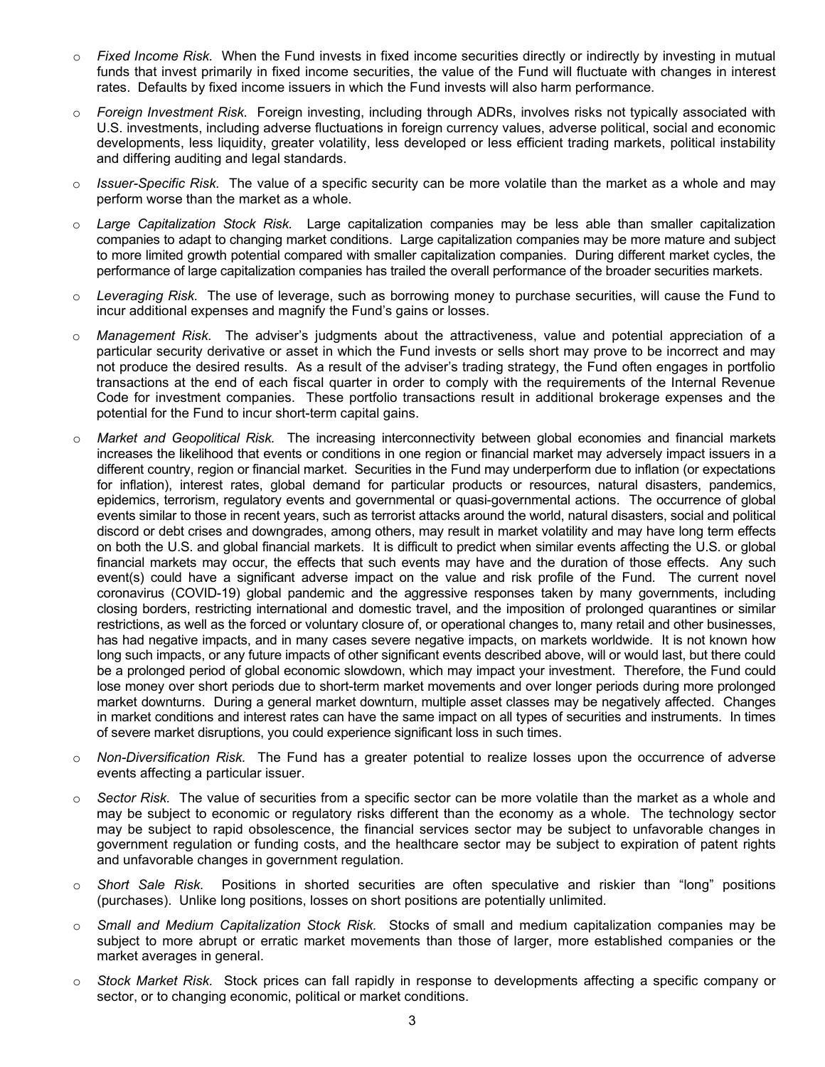- *Fixed Income Risk.* When the Fund invests in fixed income securities directly or indirectly by investing in mutual funds that invest primarily in fixed income securities, the value of the Fund will fluctuate with changes in interest rates. Defaults by fixed income issuers in which the Fund invests will also harm performance.

- *Foreign Investment Risk.* Foreign investing, including through ADRs, involves risks not typically associated with U.S. investments, including adverse fluctuations in foreign currency values, adverse political, social and economic developments, less liquidity, greater volatility, less developed or less efficient trading markets, political instability and differing auditing and legal standards.

- *Issuer-Specific Risk.* The value of a specific security can be more volatile than the market as a whole and may perform worse than the market as a whole.

- *Large Capitalization Stock Risk.* Large capitalization companies may be less able than smaller capitalization companies to adapt to changing market conditions. Large capitalization companies may be more mature and subject to more limited growth potential compared with smaller capitalization companies. During different market cycles, the performance of large capitalization companies has trailed the overall performance of the broader securities markets.

- *Leveraging Risk.* The use of leverage, such as borrowing money to purchase securities, will cause the Fund to incur additional expenses and magnify the Fund's gains or losses.

- *Management Risk.* The adviser's judgments about the attractiveness, value and potential appreciation of a particular security derivative or asset in which the Fund invests or sells short may prove to be incorrect and may not produce the desired results. As a result of the adviser's trading strategy, the Fund often engages in portfolio transactions at the end of each fiscal quarter in order to comply with the requirements of the Internal Revenue Code for investment companies. These portfolio transactions result in additional brokerage expenses and the potential for the Fund to incur short-term capital gains.

- *Market and Geopolitical Risk.* The increasing interconnectivity between global economies and financial markets increases the likelihood that events or conditions in one region or financial market may adversely impact issuers in a different country, region or financial market. Securities in the Fund may underperform due to inflation (or expectations for inflation), interest rates, global demand for particular products or resources, natural disasters, pandemics, epidemics, terrorism, regulatory events and governmental or quasi-governmental actions. The occurrence of global events similar to those in recent years, such as terrorist attacks around the world, natural disasters, social and political discord or debt crises and downgrades, among others, may result in market volatility and may have long term effects on both the U.S. and global financial markets. It is difficult to predict when similar events affecting the U.S. or global financial markets may occur, the effects that such events may have and the duration of those effects. Any such event(s) could have a significant adverse impact on the value and risk profile of the Fund. The current novel coronavirus (COVID-19) global pandemic and the aggressive responses taken by many governments, including closing borders, restricting international and domestic travel, and the imposition of prolonged quarantines or similar restrictions, as well as the forced or voluntary closure of, or operational changes to, many retail and other businesses, has had negative impacts, and in many cases severe negative impacts, on markets worldwide. It is not known how long such impacts, or any future impacts of other significant events described above, will or would last, but there could be a prolonged period of global economic slowdown, which may impact your investment. Therefore, the Fund could lose money over short periods due to short-term market movements and over longer periods during more prolonged market downturns. During a general market downturn, multiple asset classes may be negatively affected. Changes in market conditions and interest rates can have the same impact on all types of securities and instruments. In times of severe market disruptions, you could experience significant loss in such times.

- *Non-Diversification Risk.* The Fund has a greater potential to realize losses upon the occurrence of adverse events affecting a particular issuer.

- *Sector Risk.* The value of securities from a specific sector can be more volatile than the market as a whole and may be subject to economic or regulatory risks different than the economy as a whole. The technology sector may be subject to rapid obsolescence, the financial services sector may be subject to unfavorable changes in government regulation or funding costs, and the healthcare sector may be subject to expiration of patent rights and unfavorable changes in government regulation.

- *Short Sale Risk.* Positions in shorted securities are often speculative and riskier than "long" positions (purchases). Unlike long positions, losses on short positions are potentially unlimited.

- *Small and Medium Capitalization Stock Risk.* Stocks of small and medium capitalization companies may be subject to more abrupt or erratic market movements than those of larger, more established companies or the market averages in general.

- *Stock Market Risk.* Stock prices can fall rapidly in response to developments affecting a specific company or sector, or to changing economic, political or market conditions.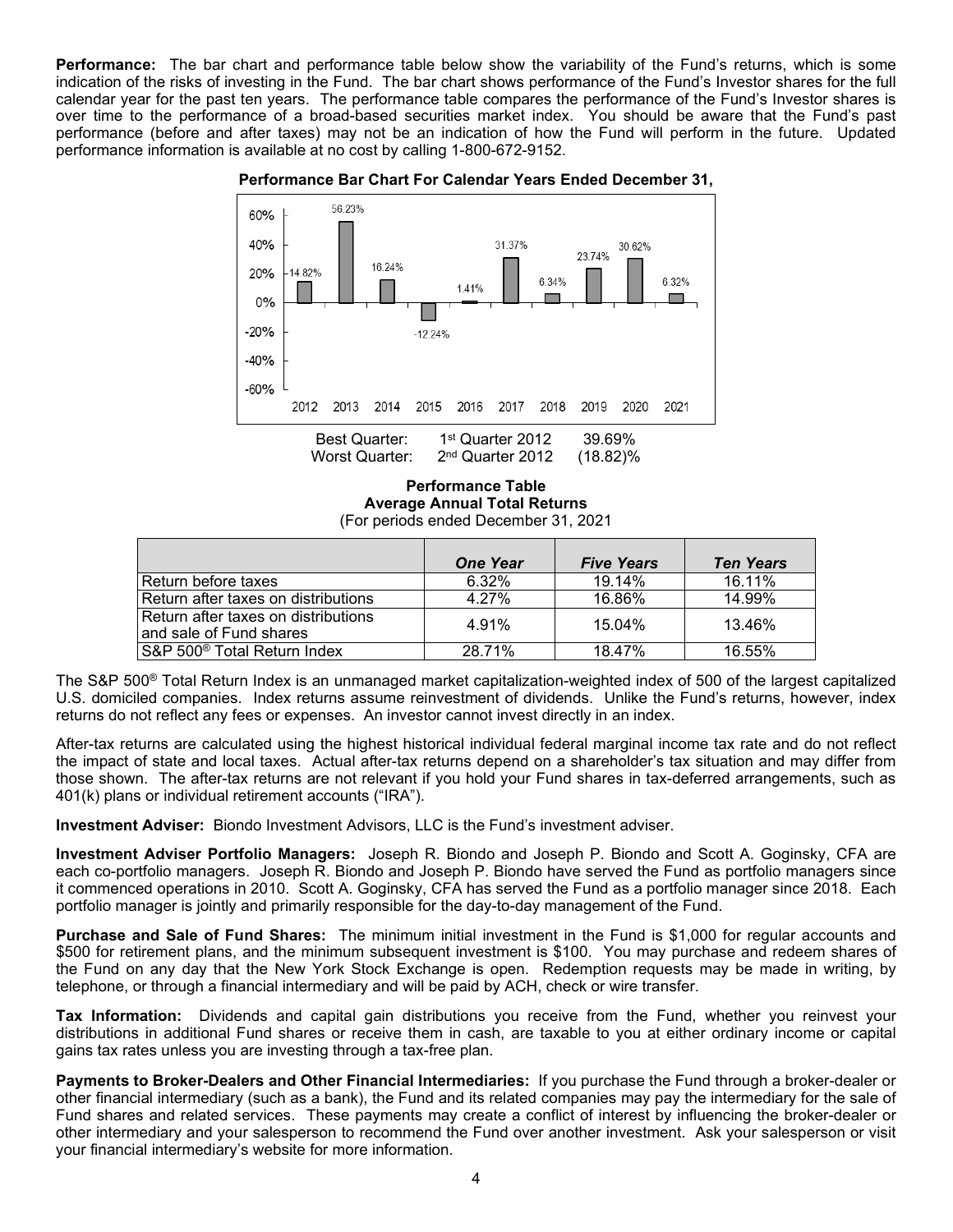**Performance:** The bar chart and performance table below show the variability of the Fund's returns, which is some indication of the risks of investing in the Fund. The bar chart shows performance of the Fund's Investor shares for the full calendar year for the past ten years. The performance table compares the performance of the Fund's Investor shares is over time to the performance of a broad-based securities market index. You should be aware that the Fund's past performance (before and after taxes) may not be an indication of how the Fund will perform in the future. Updated performance information is available at no cost by calling 1-800-672-9152.

**Performance Bar Chart For Calendar Years Ended December 31,**

| Year | Return |
|---|---|
| 2012 | 14.82% |
| 2013 | 56.23% |
| 2014 | 16.24% |
| 2015 | -12.24% |
| 2016 | 1.41% |
| 2017 | 31.37% |
| 2018 | 6.34% |
| 2019 | 23.74% |
| 2020 | 30.62% |
| 2021 | 6.32% |

Best Quarter: 1st Quarter 2012 39.69%
Worst Quarter: 2nd Quarter 2012 (18.82)%

**Performance Table**
**Average Annual Total Returns**
(For periods ended December 31, 2021

| | *One Year* | *Five Years* | *Ten Years* |
|---|---|---|---|
| Return before taxes | 6.32% | 19.14% | 16.11% |
| Return after taxes on distributions | 4.27% | 16.86% | 14.99% |
| Return after taxes on distributions and sale of Fund shares | 4.91% | 15.04% | 13.46% |
| S&P 500® Total Return Index | 28.71% | 18.47% | 16.55% |

The S&P 500® Total Return Index is an unmanaged market capitalization-weighted index of 500 of the largest capitalized U.S. domiciled companies. Index returns assume reinvestment of dividends. Unlike the Fund's returns, however, index returns do not reflect any fees or expenses. An investor cannot invest directly in an index.

After-tax returns are calculated using the highest historical individual federal marginal income tax rate and do not reflect the impact of state and local taxes. Actual after-tax returns depend on a shareholder's tax situation and may differ from those shown. The after-tax returns are not relevant if you hold your Fund shares in tax-deferred arrangements, such as 401(k) plans or individual retirement accounts ("IRA").

**Investment Adviser:** Biondo Investment Advisors, LLC is the Fund's investment adviser.

**Investment Adviser Portfolio Managers:** Joseph R. Biondo and Joseph P. Biondo and Scott A. Goginsky, CFA are each co-portfolio managers. Joseph R. Biondo and Joseph P. Biondo have served the Fund as portfolio managers since it commenced operations in 2010. Scott A. Goginsky, CFA has served the Fund as a portfolio manager since 2018. Each portfolio manager is jointly and primarily responsible for the day-to-day management of the Fund.

**Purchase and Sale of Fund Shares:** The minimum initial investment in the Fund is $1,000 for regular accounts and $500 for retirement plans, and the minimum subsequent investment is $100. You may purchase and redeem shares of the Fund on any day that the New York Stock Exchange is open. Redemption requests may be made in writing, by telephone, or through a financial intermediary and will be paid by ACH, check or wire transfer.

**Tax Information:** Dividends and capital gain distributions you receive from the Fund, whether you reinvest your distributions in additional Fund shares or receive them in cash, are taxable to you at either ordinary income or capital gains tax rates unless you are investing through a tax-free plan.

**Payments to Broker-Dealers and Other Financial Intermediaries:** If you purchase the Fund through a broker-dealer or other financial intermediary (such as a bank), the Fund and its related companies may pay the intermediary for the sale of Fund shares and related services. These payments may create a conflict of interest by influencing the broker-dealer or other intermediary and your salesperson to recommend the Fund over another investment. Ask your salesperson or visit your financial intermediary's website for more information.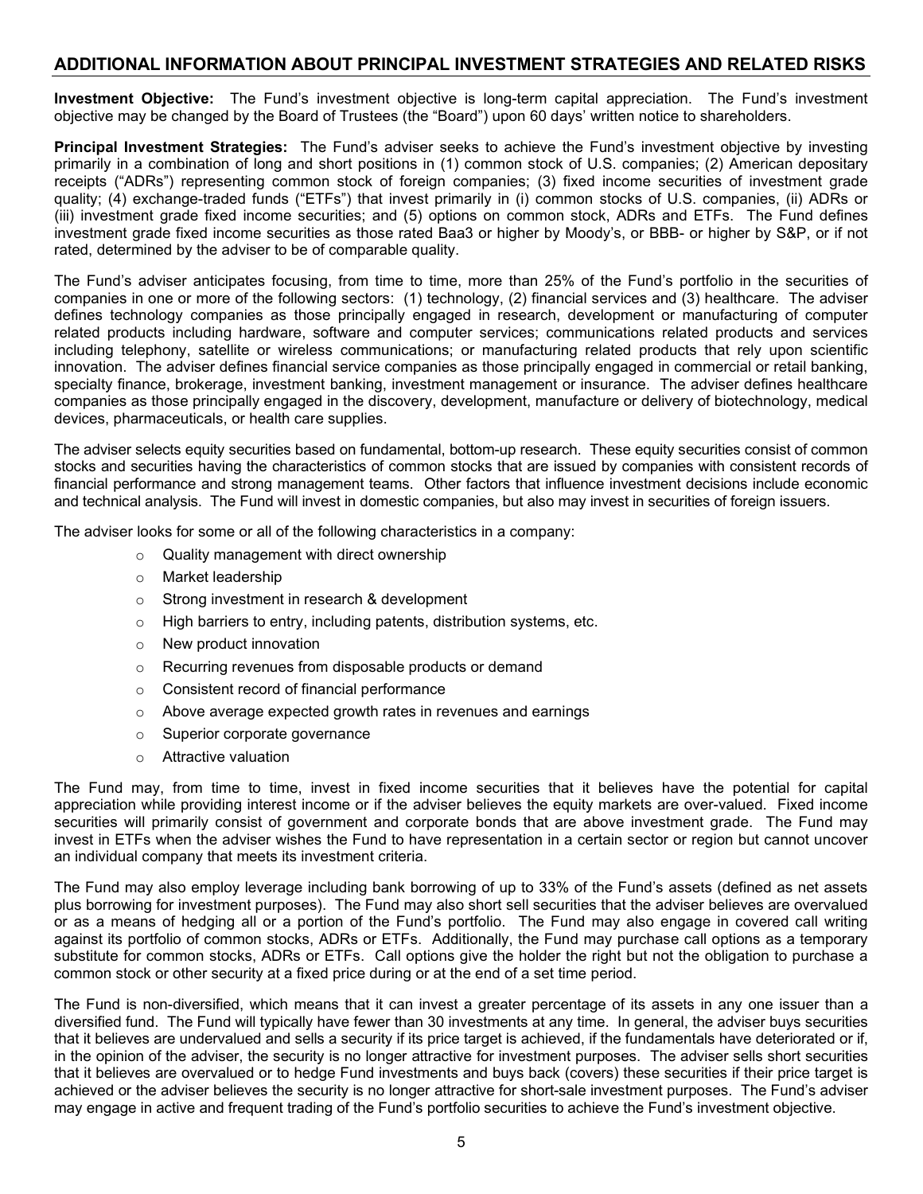## ADDITIONAL INFORMATION ABOUT PRINCIPAL INVESTMENT STRATEGIES AND RELATED RISKS

**Investment Objective:** The Fund's investment objective is long-term capital appreciation. The Fund's investment objective may be changed by the Board of Trustees (the "Board") upon 60 days' written notice to shareholders.

**Principal Investment Strategies:** The Fund's adviser seeks to achieve the Fund's investment objective by investing primarily in a combination of long and short positions in (1) common stock of U.S. companies; (2) American depositary receipts ("ADRs") representing common stock of foreign companies; (3) fixed income securities of investment grade quality; (4) exchange-traded funds ("ETFs") that invest primarily in (i) common stocks of U.S. companies, (ii) ADRs or (iii) investment grade fixed income securities; and (5) options on common stock, ADRs and ETFs. The Fund defines investment grade fixed income securities as those rated Baa3 or higher by Moody's, or BBB- or higher by S&P, or if not rated, determined by the adviser to be of comparable quality.

The Fund's adviser anticipates focusing, from time to time, more than 25% of the Fund's portfolio in the securities of companies in one or more of the following sectors: (1) technology, (2) financial services and (3) healthcare. The adviser defines technology companies as those principally engaged in research, development or manufacturing of computer related products including hardware, software and computer services; communications related products and services including telephony, satellite or wireless communications; or manufacturing related products that rely upon scientific innovation. The adviser defines financial service companies as those principally engaged in commercial or retail banking, specialty finance, brokerage, investment banking, investment management or insurance. The adviser defines healthcare companies as those principally engaged in the discovery, development, manufacture or delivery of biotechnology, medical devices, pharmaceuticals, or health care supplies.

The adviser selects equity securities based on fundamental, bottom-up research. These equity securities consist of common stocks and securities having the characteristics of common stocks that are issued by companies with consistent records of financial performance and strong management teams. Other factors that influence investment decisions include economic and technical analysis. The Fund will invest in domestic companies, but also may invest in securities of foreign issuers.

The adviser looks for some or all of the following characteristics in a company:

- Quality management with direct ownership
- Market leadership
- Strong investment in research & development
- High barriers to entry, including patents, distribution systems, etc.
- New product innovation
- Recurring revenues from disposable products or demand
- Consistent record of financial performance
- Above average expected growth rates in revenues and earnings
- Superior corporate governance
- Attractive valuation

The Fund may, from time to time, invest in fixed income securities that it believes have the potential for capital appreciation while providing interest income or if the adviser believes the equity markets are over-valued. Fixed income securities will primarily consist of government and corporate bonds that are above investment grade. The Fund may invest in ETFs when the adviser wishes the Fund to have representation in a certain sector or region but cannot uncover an individual company that meets its investment criteria.

The Fund may also employ leverage including bank borrowing of up to 33% of the Fund's assets (defined as net assets plus borrowing for investment purposes). The Fund may also short sell securities that the adviser believes are overvalued or as a means of hedging all or a portion of the Fund's portfolio. The Fund may also engage in covered call writing against its portfolio of common stocks, ADRs or ETFs. Additionally, the Fund may purchase call options as a temporary substitute for common stocks, ADRs or ETFs. Call options give the holder the right but not the obligation to purchase a common stock or other security at a fixed price during or at the end of a set time period.

The Fund is non-diversified, which means that it can invest a greater percentage of its assets in any one issuer than a diversified fund. The Fund will typically have fewer than 30 investments at any time. In general, the adviser buys securities that it believes are undervalued and sells a security if its price target is achieved, if the fundamentals have deteriorated or if, in the opinion of the adviser, the security is no longer attractive for investment purposes. The adviser sells short securities that it believes are overvalued or to hedge Fund investments and buys back (covers) these securities if their price target is achieved or the adviser believes the security is no longer attractive for short-sale investment purposes. The Fund's adviser may engage in active and frequent trading of the Fund's portfolio securities to achieve the Fund's investment objective.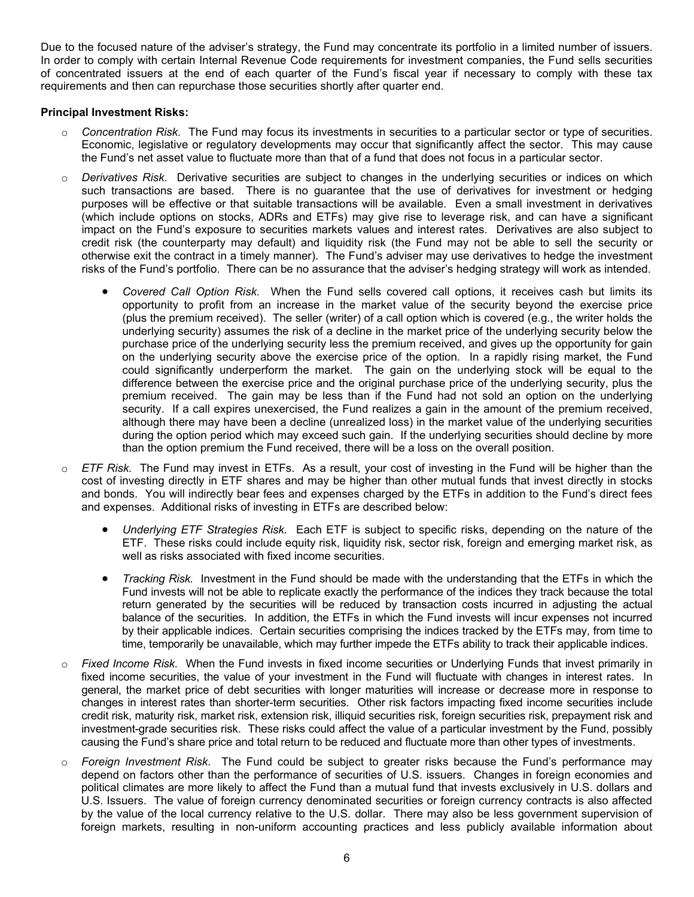Due to the focused nature of the adviser's strategy, the Fund may concentrate its portfolio in a limited number of issuers. In order to comply with certain Internal Revenue Code requirements for investment companies, the Fund sells securities of concentrated issuers at the end of each quarter of the Fund's fiscal year if necessary to comply with these tax requirements and then can repurchase those securities shortly after quarter end.

**Principal Investment Risks:**

- *Concentration Risk.* The Fund may focus its investments in securities to a particular sector or type of securities. Economic, legislative or regulatory developments may occur that significantly affect the sector. This may cause the Fund's net asset value to fluctuate more than that of a fund that does not focus in a particular sector.

- *Derivatives Risk.* Derivative securities are subject to changes in the underlying securities or indices on which such transactions are based. There is no guarantee that the use of derivatives for investment or hedging purposes will be effective or that suitable transactions will be available. Even a small investment in derivatives (which include options on stocks, ADRs and ETFs) may give rise to leverage risk, and can have a significant impact on the Fund's exposure to securities markets values and interest rates. Derivatives are also subject to credit risk (the counterparty may default) and liquidity risk (the Fund may not be able to sell the security or otherwise exit the contract in a timely manner). The Fund's adviser may use derivatives to hedge the investment risks of the Fund's portfolio. There can be no assurance that the adviser's hedging strategy will work as intended.

  - *Covered Call Option Risk.* When the Fund sells covered call options, it receives cash but limits its opportunity to profit from an increase in the market value of the security beyond the exercise price (plus the premium received). The seller (writer) of a call option which is covered (e.g., the writer holds the underlying security) assumes the risk of a decline in the market price of the underlying security below the purchase price of the underlying security less the premium received, and gives up the opportunity for gain on the underlying security above the exercise price of the option. In a rapidly rising market, the Fund could significantly underperform the market. The gain on the underlying stock will be equal to the difference between the exercise price and the original purchase price of the underlying security, plus the premium received. The gain may be less than if the Fund had not sold an option on the underlying security. If a call expires unexercised, the Fund realizes a gain in the amount of the premium received, although there may have been a decline (unrealized loss) in the market value of the underlying securities during the option period which may exceed such gain. If the underlying securities should decline by more than the option premium the Fund received, there will be a loss on the overall position.

- *ETF Risk.* The Fund may invest in ETFs. As a result, your cost of investing in the Fund will be higher than the cost of investing directly in ETF shares and may be higher than other mutual funds that invest directly in stocks and bonds. You will indirectly bear fees and expenses charged by the ETFs in addition to the Fund's direct fees and expenses. Additional risks of investing in ETFs are described below:

  - *Underlying ETF Strategies Risk.* Each ETF is subject to specific risks, depending on the nature of the ETF. These risks could include equity risk, liquidity risk, sector risk, foreign and emerging market risk, as well as risks associated with fixed income securities.

  - *Tracking Risk.* Investment in the Fund should be made with the understanding that the ETFs in which the Fund invests will not be able to replicate exactly the performance of the indices they track because the total return generated by the securities will be reduced by transaction costs incurred in adjusting the actual balance of the securities. In addition, the ETFs in which the Fund invests will incur expenses not incurred by their applicable indices. Certain securities comprising the indices tracked by the ETFs may, from time to time, temporarily be unavailable, which may further impede the ETFs ability to track their applicable indices.

- *Fixed Income Risk.* When the Fund invests in fixed income securities or Underlying Funds that invest primarily in fixed income securities, the value of your investment in the Fund will fluctuate with changes in interest rates. In general, the market price of debt securities with longer maturities will increase or decrease more in response to changes in interest rates than shorter-term securities. Other risk factors impacting fixed income securities include credit risk, maturity risk, market risk, extension risk, illiquid securities risk, foreign securities risk, prepayment risk and investment-grade securities risk. These risks could affect the value of a particular investment by the Fund, possibly causing the Fund's share price and total return to be reduced and fluctuate more than other types of investments.

- *Foreign Investment Risk.* The Fund could be subject to greater risks because the Fund's performance may depend on factors other than the performance of securities of U.S. issuers. Changes in foreign economies and political climates are more likely to affect the Fund than a mutual fund that invests exclusively in U.S. dollars and U.S. Issuers. The value of foreign currency denominated securities or foreign currency contracts is also affected by the value of the local currency relative to the U.S. dollar. There may also be less government supervision of foreign markets, resulting in non-uniform accounting practices and less publicly available information about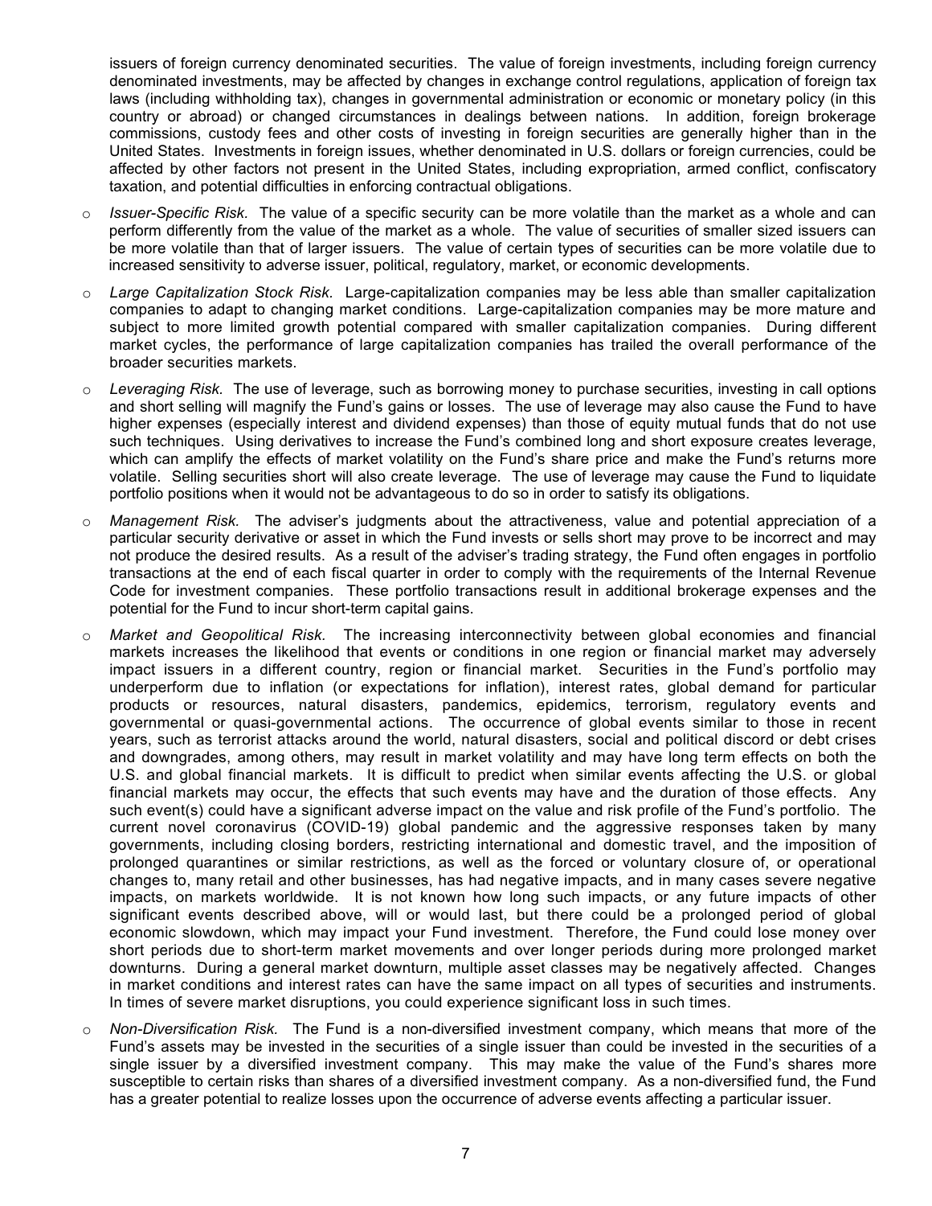issuers of foreign currency denominated securities. The value of foreign investments, including foreign currency denominated investments, may be affected by changes in exchange control regulations, application of foreign tax laws (including withholding tax), changes in governmental administration or economic or monetary policy (in this country or abroad) or changed circumstances in dealings between nations. In addition, foreign brokerage commissions, custody fees and other costs of investing in foreign securities are generally higher than in the United States. Investments in foreign issues, whether denominated in U.S. dollars or foreign currencies, could be affected by other factors not present in the United States, including expropriation, armed conflict, confiscatory taxation, and potential difficulties in enforcing contractual obligations.

- *Issuer-Specific Risk.* The value of a specific security can be more volatile than the market as a whole and can perform differently from the value of the market as a whole. The value of securities of smaller sized issuers can be more volatile than that of larger issuers. The value of certain types of securities can be more volatile due to increased sensitivity to adverse issuer, political, regulatory, market, or economic developments.

- *Large Capitalization Stock Risk.* Large-capitalization companies may be less able than smaller capitalization companies to adapt to changing market conditions. Large-capitalization companies may be more mature and subject to more limited growth potential compared with smaller capitalization companies. During different market cycles, the performance of large capitalization companies has trailed the overall performance of the broader securities markets.

- *Leveraging Risk.* The use of leverage, such as borrowing money to purchase securities, investing in call options and short selling will magnify the Fund's gains or losses. The use of leverage may also cause the Fund to have higher expenses (especially interest and dividend expenses) than those of equity mutual funds that do not use such techniques. Using derivatives to increase the Fund's combined long and short exposure creates leverage, which can amplify the effects of market volatility on the Fund's share price and make the Fund's returns more volatile. Selling securities short will also create leverage. The use of leverage may cause the Fund to liquidate portfolio positions when it would not be advantageous to do so in order to satisfy its obligations.

- *Management Risk.* The adviser's judgments about the attractiveness, value and potential appreciation of a particular security derivative or asset in which the Fund invests or sells short may prove to be incorrect and may not produce the desired results. As a result of the adviser's trading strategy, the Fund often engages in portfolio transactions at the end of each fiscal quarter in order to comply with the requirements of the Internal Revenue Code for investment companies. These portfolio transactions result in additional brokerage expenses and the potential for the Fund to incur short-term capital gains.

- *Market and Geopolitical Risk.* The increasing interconnectivity between global economies and financial markets increases the likelihood that events or conditions in one region or financial market may adversely impact issuers in a different country, region or financial market. Securities in the Fund's portfolio may underperform due to inflation (or expectations for inflation), interest rates, global demand for particular products or resources, natural disasters, pandemics, epidemics, terrorism, regulatory events and governmental or quasi-governmental actions. The occurrence of global events similar to those in recent years, such as terrorist attacks around the world, natural disasters, social and political discord or debt crises and downgrades, among others, may result in market volatility and may have long term effects on both the U.S. and global financial markets. It is difficult to predict when similar events affecting the U.S. or global financial markets may occur, the effects that such events may have and the duration of those effects. Any such event(s) could have a significant adverse impact on the value and risk profile of the Fund's portfolio. The current novel coronavirus (COVID-19) global pandemic and the aggressive responses taken by many governments, including closing borders, restricting international and domestic travel, and the imposition of prolonged quarantines or similar restrictions, as well as the forced or voluntary closure of, or operational changes to, many retail and other businesses, has had negative impacts, and in many cases severe negative impacts, on markets worldwide. It is not known how long such impacts, or any future impacts of other significant events described above, will or would last, but there could be a prolonged period of global economic slowdown, which may impact your Fund investment. Therefore, the Fund could lose money over short periods due to short-term market movements and over longer periods during more prolonged market downturns. During a general market downturn, multiple asset classes may be negatively affected. Changes in market conditions and interest rates can have the same impact on all types of securities and instruments. In times of severe market disruptions, you could experience significant loss in such times.

- *Non-Diversification Risk.* The Fund is a non-diversified investment company, which means that more of the Fund's assets may be invested in the securities of a single issuer than could be invested in the securities of a single issuer by a diversified investment company. This may make the value of the Fund's shares more susceptible to certain risks than shares of a diversified investment company. As a non-diversified fund, the Fund has a greater potential to realize losses upon the occurrence of adverse events affecting a particular issuer.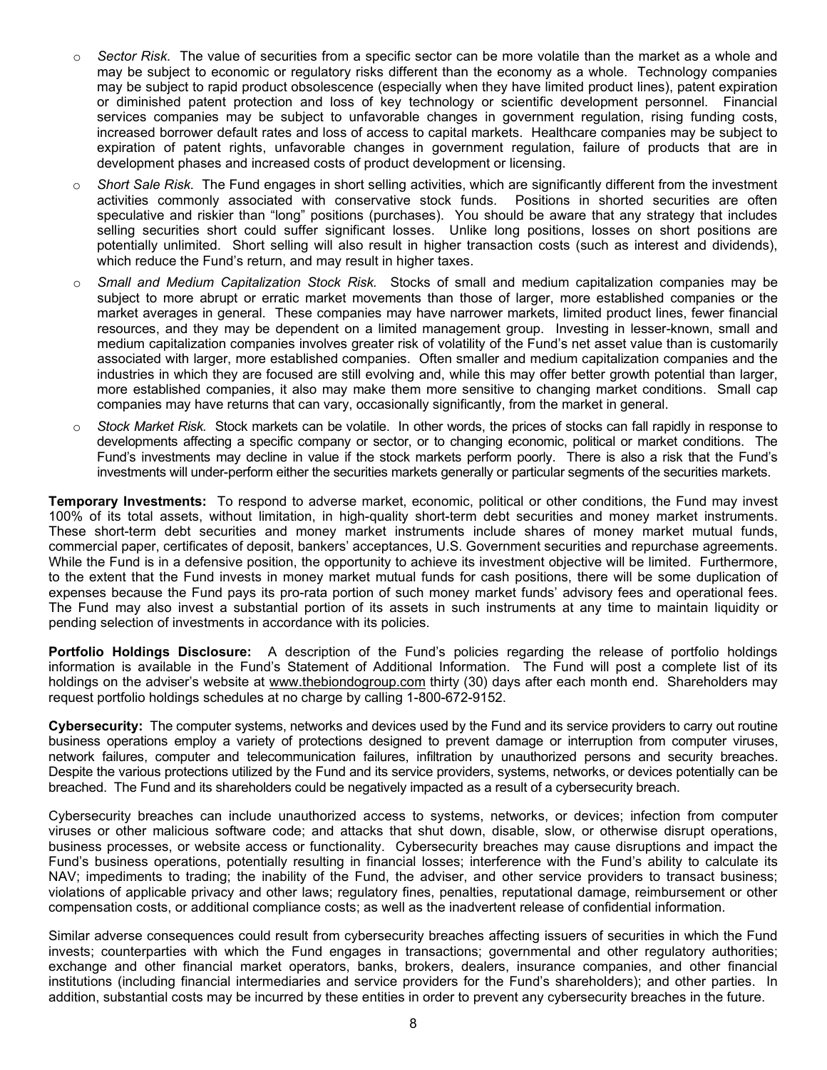- *Sector Risk.* The value of securities from a specific sector can be more volatile than the market as a whole and may be subject to economic or regulatory risks different than the economy as a whole. Technology companies may be subject to rapid product obsolescence (especially when they have limited product lines), patent expiration or diminished patent protection and loss of key technology or scientific development personnel. Financial services companies may be subject to unfavorable changes in government regulation, rising funding costs, increased borrower default rates and loss of access to capital markets. Healthcare companies may be subject to expiration of patent rights, unfavorable changes in government regulation, failure of products that are in development phases and increased costs of product development or licensing.
- *Short Sale Risk.* The Fund engages in short selling activities, which are significantly different from the investment activities commonly associated with conservative stock funds. Positions in shorted securities are often speculative and riskier than "long" positions (purchases). You should be aware that any strategy that includes selling securities short could suffer significant losses. Unlike long positions, losses on short positions are potentially unlimited. Short selling will also result in higher transaction costs (such as interest and dividends), which reduce the Fund's return, and may result in higher taxes.
- *Small and Medium Capitalization Stock Risk.* Stocks of small and medium capitalization companies may be subject to more abrupt or erratic market movements than those of larger, more established companies or the market averages in general. These companies may have narrower markets, limited product lines, fewer financial resources, and they may be dependent on a limited management group. Investing in lesser-known, small and medium capitalization companies involves greater risk of volatility of the Fund's net asset value than is customarily associated with larger, more established companies. Often smaller and medium capitalization companies and the industries in which they are focused are still evolving and, while this may offer better growth potential than larger, more established companies, it also may make them more sensitive to changing market conditions. Small cap companies may have returns that can vary, occasionally significantly, from the market in general.
- *Stock Market Risk.* Stock markets can be volatile. In other words, the prices of stocks can fall rapidly in response to developments affecting a specific company or sector, or to changing economic, political or market conditions. The Fund's investments may decline in value if the stock markets perform poorly. There is also a risk that the Fund's investments will under-perform either the securities markets generally or particular segments of the securities markets.

**Temporary Investments:** To respond to adverse market, economic, political or other conditions, the Fund may invest 100% of its total assets, without limitation, in high-quality short-term debt securities and money market instruments. These short-term debt securities and money market instruments include shares of money market mutual funds, commercial paper, certificates of deposit, bankers' acceptances, U.S. Government securities and repurchase agreements. While the Fund is in a defensive position, the opportunity to achieve its investment objective will be limited. Furthermore, to the extent that the Fund invests in money market mutual funds for cash positions, there will be some duplication of expenses because the Fund pays its pro-rata portion of such money market funds' advisory fees and operational fees. The Fund may also invest a substantial portion of its assets in such instruments at any time to maintain liquidity or pending selection of investments in accordance with its policies.

**Portfolio Holdings Disclosure:** A description of the Fund's policies regarding the release of portfolio holdings information is available in the Fund's Statement of Additional Information. The Fund will post a complete list of its holdings on the adviser's website at www.thebiondogroup.com thirty (30) days after each month end. Shareholders may request portfolio holdings schedules at no charge by calling 1-800-672-9152.

**Cybersecurity:** The computer systems, networks and devices used by the Fund and its service providers to carry out routine business operations employ a variety of protections designed to prevent damage or interruption from computer viruses, network failures, computer and telecommunication failures, infiltration by unauthorized persons and security breaches. Despite the various protections utilized by the Fund and its service providers, systems, networks, or devices potentially can be breached. The Fund and its shareholders could be negatively impacted as a result of a cybersecurity breach.

Cybersecurity breaches can include unauthorized access to systems, networks, or devices; infection from computer viruses or other malicious software code; and attacks that shut down, disable, slow, or otherwise disrupt operations, business processes, or website access or functionality. Cybersecurity breaches may cause disruptions and impact the Fund's business operations, potentially resulting in financial losses; interference with the Fund's ability to calculate its NAV; impediments to trading; the inability of the Fund, the adviser, and other service providers to transact business; violations of applicable privacy and other laws; regulatory fines, penalties, reputational damage, reimbursement or other compensation costs, or additional compliance costs; as well as the inadvertent release of confidential information.

Similar adverse consequences could result from cybersecurity breaches affecting issuers of securities in which the Fund invests; counterparties with which the Fund engages in transactions; governmental and other regulatory authorities; exchange and other financial market operators, banks, brokers, dealers, insurance companies, and other financial institutions (including financial intermediaries and service providers for the Fund's shareholders); and other parties. In addition, substantial costs may be incurred by these entities in order to prevent any cybersecurity breaches in the future.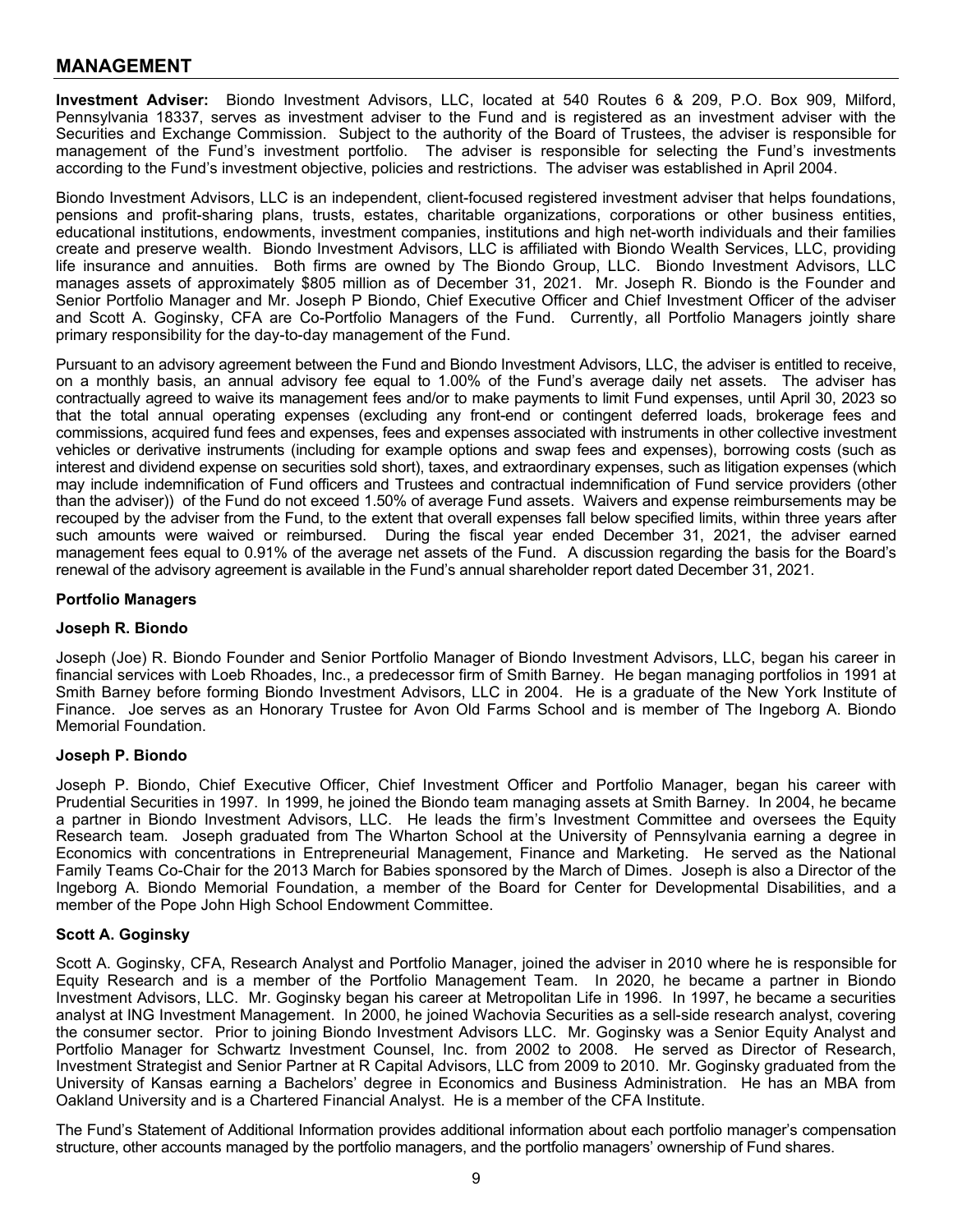## MANAGEMENT

**Investment Adviser:** Biondo Investment Advisors, LLC, located at 540 Routes 6 & 209, P.O. Box 909, Milford, Pennsylvania 18337, serves as investment adviser to the Fund and is registered as an investment adviser with the Securities and Exchange Commission. Subject to the authority of the Board of Trustees, the adviser is responsible for management of the Fund's investment portfolio. The adviser is responsible for selecting the Fund's investments according to the Fund's investment objective, policies and restrictions. The adviser was established in April 2004.

Biondo Investment Advisors, LLC is an independent, client-focused registered investment adviser that helps foundations, pensions and profit-sharing plans, trusts, estates, charitable organizations, corporations or other business entities, educational institutions, endowments, investment companies, institutions and high net-worth individuals and their families create and preserve wealth. Biondo Investment Advisors, LLC is affiliated with Biondo Wealth Services, LLC, providing life insurance and annuities. Both firms are owned by The Biondo Group, LLC. Biondo Investment Advisors, LLC manages assets of approximately $805 million as of December 31, 2021. Mr. Joseph R. Biondo is the Founder and Senior Portfolio Manager and Mr. Joseph P Biondo, Chief Executive Officer and Chief Investment Officer of the adviser and Scott A. Goginsky, CFA are Co-Portfolio Managers of the Fund. Currently, all Portfolio Managers jointly share primary responsibility for the day-to-day management of the Fund.

Pursuant to an advisory agreement between the Fund and Biondo Investment Advisors, LLC, the adviser is entitled to receive, on a monthly basis, an annual advisory fee equal to 1.00% of the Fund's average daily net assets. The adviser has contractually agreed to waive its management fees and/or to make payments to limit Fund expenses, until April 30, 2023 so that the total annual operating expenses (excluding any front-end or contingent deferred loads, brokerage fees and commissions, acquired fund fees and expenses, fees and expenses associated with instruments in other collective investment vehicles or derivative instruments (including for example options and swap fees and expenses), borrowing costs (such as interest and dividend expense on securities sold short), taxes, and extraordinary expenses, such as litigation expenses (which may include indemnification of Fund officers and Trustees and contractual indemnification of Fund service providers (other than the adviser)) of the Fund do not exceed 1.50% of average Fund assets. Waivers and expense reimbursements may be recouped by the adviser from the Fund, to the extent that overall expenses fall below specified limits, within three years after such amounts were waived or reimbursed. During the fiscal year ended December 31, 2021, the adviser earned management fees equal to 0.91% of the average net assets of the Fund. A discussion regarding the basis for the Board's renewal of the advisory agreement is available in the Fund's annual shareholder report dated December 31, 2021.

### Portfolio Managers

#### Joseph R. Biondo

Joseph (Joe) R. Biondo Founder and Senior Portfolio Manager of Biondo Investment Advisors, LLC, began his career in financial services with Loeb Rhoades, Inc., a predecessor firm of Smith Barney. He began managing portfolios in 1991 at Smith Barney before forming Biondo Investment Advisors, LLC in 2004. He is a graduate of the New York Institute of Finance. Joe serves as an Honorary Trustee for Avon Old Farms School and is member of The Ingeborg A. Biondo Memorial Foundation.

#### Joseph P. Biondo

Joseph P. Biondo, Chief Executive Officer, Chief Investment Officer and Portfolio Manager, began his career with Prudential Securities in 1997. In 1999, he joined the Biondo team managing assets at Smith Barney. In 2004, he became a partner in Biondo Investment Advisors, LLC. He leads the firm's Investment Committee and oversees the Equity Research team. Joseph graduated from The Wharton School at the University of Pennsylvania earning a degree in Economics with concentrations in Entrepreneurial Management, Finance and Marketing. He served as the National Family Teams Co-Chair for the 2013 March for Babies sponsored by the March of Dimes. Joseph is also a Director of the Ingeborg A. Biondo Memorial Foundation, a member of the Board for Center for Developmental Disabilities, and a member of the Pope John High School Endowment Committee.

#### Scott A. Goginsky

Scott A. Goginsky, CFA, Research Analyst and Portfolio Manager, joined the adviser in 2010 where he is responsible for Equity Research and is a member of the Portfolio Management Team. In 2020, he became a partner in Biondo Investment Advisors, LLC. Mr. Goginsky began his career at Metropolitan Life in 1996. In 1997, he became a securities analyst at ING Investment Management. In 2000, he joined Wachovia Securities as a sell-side research analyst, covering the consumer sector. Prior to joining Biondo Investment Advisors LLC. Mr. Goginsky was a Senior Equity Analyst and Portfolio Manager for Schwartz Investment Counsel, Inc. from 2002 to 2008. He served as Director of Research, Investment Strategist and Senior Partner at R Capital Advisors, LLC from 2009 to 2010. Mr. Goginsky graduated from the University of Kansas earning a Bachelors' degree in Economics and Business Administration. He has an MBA from Oakland University and is a Chartered Financial Analyst. He is a member of the CFA Institute.

The Fund's Statement of Additional Information provides additional information about each portfolio manager's compensation structure, other accounts managed by the portfolio managers, and the portfolio managers' ownership of Fund shares.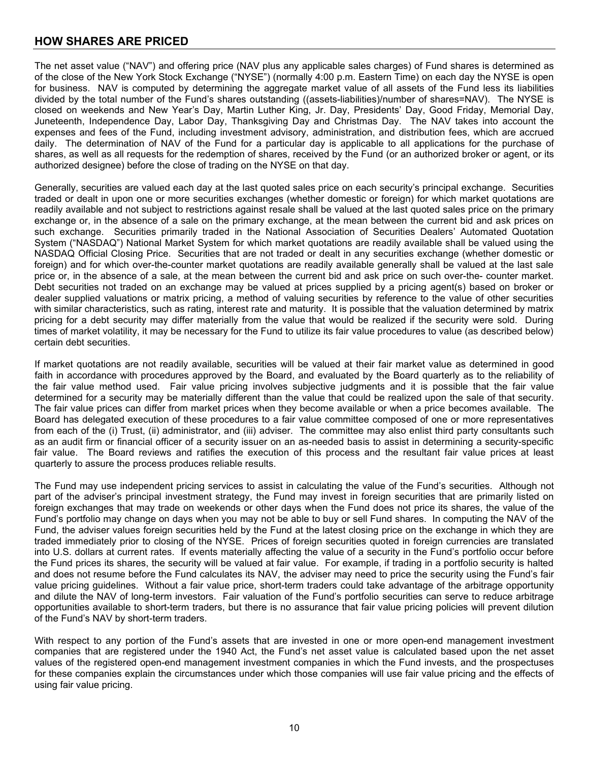## HOW SHARES ARE PRICED

The net asset value ("NAV") and offering price (NAV plus any applicable sales charges) of Fund shares is determined as of the close of the New York Stock Exchange ("NYSE") (normally 4:00 p.m. Eastern Time) on each day the NYSE is open for business. NAV is computed by determining the aggregate market value of all assets of the Fund less its liabilities divided by the total number of the Fund's shares outstanding ((assets-liabilities)/number of shares=NAV). The NYSE is closed on weekends and New Year's Day, Martin Luther King, Jr. Day, Presidents' Day, Good Friday, Memorial Day, Juneteenth, Independence Day, Labor Day, Thanksgiving Day and Christmas Day. The NAV takes into account the expenses and fees of the Fund, including investment advisory, administration, and distribution fees, which are accrued daily. The determination of NAV of the Fund for a particular day is applicable to all applications for the purchase of shares, as well as all requests for the redemption of shares, received by the Fund (or an authorized broker or agent, or its authorized designee) before the close of trading on the NYSE on that day.

Generally, securities are valued each day at the last quoted sales price on each security's principal exchange. Securities traded or dealt in upon one or more securities exchanges (whether domestic or foreign) for which market quotations are readily available and not subject to restrictions against resale shall be valued at the last quoted sales price on the primary exchange or, in the absence of a sale on the primary exchange, at the mean between the current bid and ask prices on such exchange. Securities primarily traded in the National Association of Securities Dealers' Automated Quotation System ("NASDAQ") National Market System for which market quotations are readily available shall be valued using the NASDAQ Official Closing Price. Securities that are not traded or dealt in any securities exchange (whether domestic or foreign) and for which over-the-counter market quotations are readily available generally shall be valued at the last sale price or, in the absence of a sale, at the mean between the current bid and ask price on such over-the- counter market. Debt securities not traded on an exchange may be valued at prices supplied by a pricing agent(s) based on broker or dealer supplied valuations or matrix pricing, a method of valuing securities by reference to the value of other securities with similar characteristics, such as rating, interest rate and maturity. It is possible that the valuation determined by matrix pricing for a debt security may differ materially from the value that would be realized if the security were sold. During times of market volatility, it may be necessary for the Fund to utilize its fair value procedures to value (as described below) certain debt securities.

If market quotations are not readily available, securities will be valued at their fair market value as determined in good faith in accordance with procedures approved by the Board, and evaluated by the Board quarterly as to the reliability of the fair value method used. Fair value pricing involves subjective judgments and it is possible that the fair value determined for a security may be materially different than the value that could be realized upon the sale of that security. The fair value prices can differ from market prices when they become available or when a price becomes available. The Board has delegated execution of these procedures to a fair value committee composed of one or more representatives from each of the (i) Trust, (ii) administrator, and (iii) adviser. The committee may also enlist third party consultants such as an audit firm or financial officer of a security issuer on an as-needed basis to assist in determining a security-specific fair value. The Board reviews and ratifies the execution of this process and the resultant fair value prices at least quarterly to assure the process produces reliable results.

The Fund may use independent pricing services to assist in calculating the value of the Fund's securities. Although not part of the adviser's principal investment strategy, the Fund may invest in foreign securities that are primarily listed on foreign exchanges that may trade on weekends or other days when the Fund does not price its shares, the value of the Fund's portfolio may change on days when you may not be able to buy or sell Fund shares. In computing the NAV of the Fund, the adviser values foreign securities held by the Fund at the latest closing price on the exchange in which they are traded immediately prior to closing of the NYSE. Prices of foreign securities quoted in foreign currencies are translated into U.S. dollars at current rates. If events materially affecting the value of a security in the Fund's portfolio occur before the Fund prices its shares, the security will be valued at fair value. For example, if trading in a portfolio security is halted and does not resume before the Fund calculates its NAV, the adviser may need to price the security using the Fund's fair value pricing guidelines. Without a fair value price, short-term traders could take advantage of the arbitrage opportunity and dilute the NAV of long-term investors. Fair valuation of the Fund's portfolio securities can serve to reduce arbitrage opportunities available to short-term traders, but there is no assurance that fair value pricing policies will prevent dilution of the Fund's NAV by short-term traders.

With respect to any portion of the Fund's assets that are invested in one or more open-end management investment companies that are registered under the 1940 Act, the Fund's net asset value is calculated based upon the net asset values of the registered open-end management investment companies in which the Fund invests, and the prospectuses for these companies explain the circumstances under which those companies will use fair value pricing and the effects of using fair value pricing.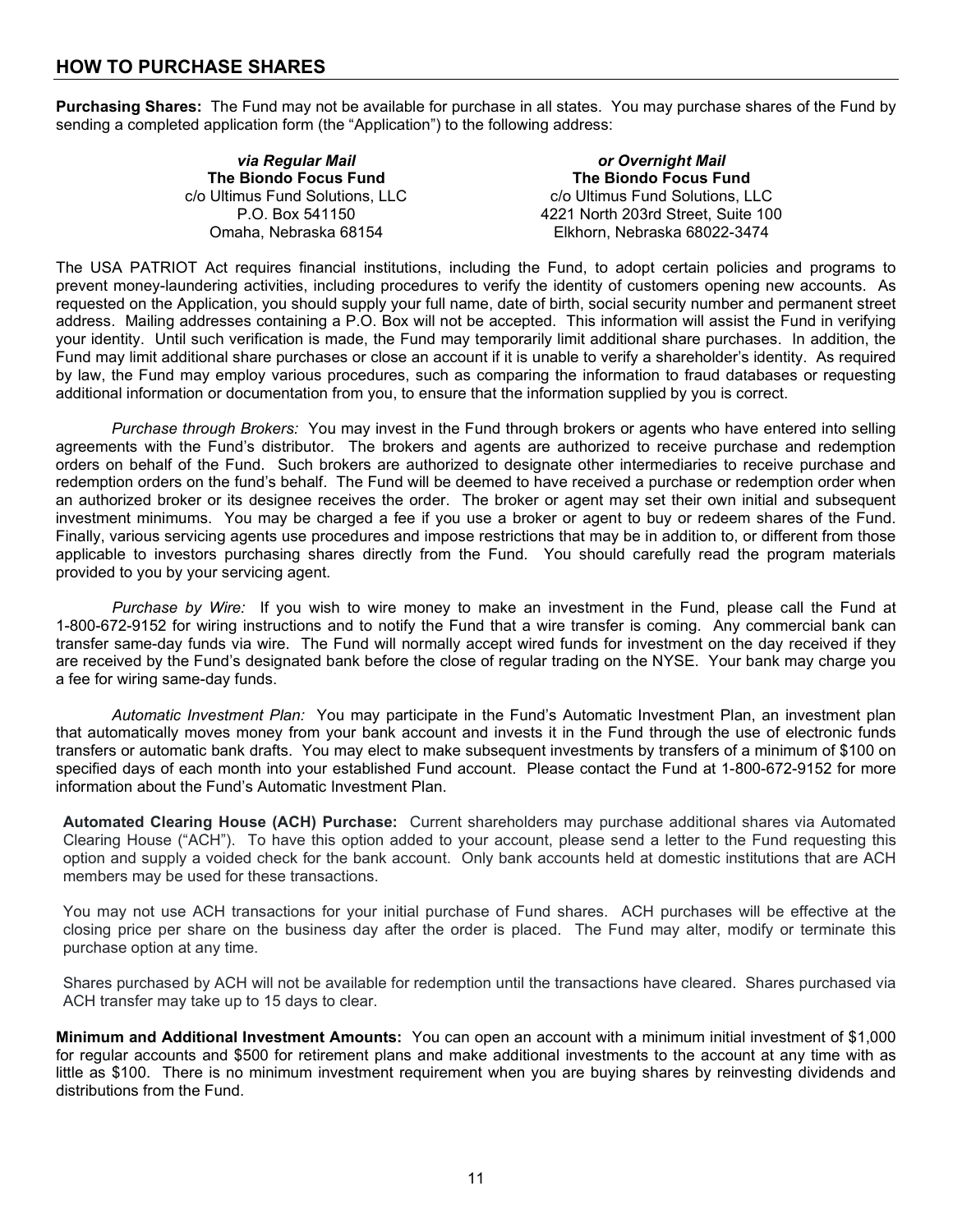## HOW TO PURCHASE SHARES

**Purchasing Shares:** The Fund may not be available for purchase in all states. You may purchase shares of the Fund by sending a completed application form (the "Application") to the following address:

| ***via Regular Mail*** | ***or Overnight Mail*** |
|---|---|
| **The Biondo Focus Fund** | **The Biondo Focus Fund** |
| c/o Ultimus Fund Solutions, LLC | c/o Ultimus Fund Solutions, LLC |
| P.O. Box 541150 | 4221 North 203rd Street, Suite 100 |
| Omaha, Nebraska 68154 | Elkhorn, Nebraska 68022-3474 |

The USA PATRIOT Act requires financial institutions, including the Fund, to adopt certain policies and programs to prevent money-laundering activities, including procedures to verify the identity of customers opening new accounts. As requested on the Application, you should supply your full name, date of birth, social security number and permanent street address. Mailing addresses containing a P.O. Box will not be accepted. This information will assist the Fund in verifying your identity. Until such verification is made, the Fund may temporarily limit additional share purchases. In addition, the Fund may limit additional share purchases or close an account if it is unable to verify a shareholder's identity. As required by law, the Fund may employ various procedures, such as comparing the information to fraud databases or requesting additional information or documentation from you, to ensure that the information supplied by you is correct.

*Purchase through Brokers:* You may invest in the Fund through brokers or agents who have entered into selling agreements with the Fund's distributor. The brokers and agents are authorized to receive purchase and redemption orders on behalf of the Fund. Such brokers are authorized to designate other intermediaries to receive purchase and redemption orders on the fund's behalf. The Fund will be deemed to have received a purchase or redemption order when an authorized broker or its designee receives the order. The broker or agent may set their own initial and subsequent investment minimums. You may be charged a fee if you use a broker or agent to buy or redeem shares of the Fund. Finally, various servicing agents use procedures and impose restrictions that may be in addition to, or different from those applicable to investors purchasing shares directly from the Fund. You should carefully read the program materials provided to you by your servicing agent.

*Purchase by Wire:* If you wish to wire money to make an investment in the Fund, please call the Fund at 1-800-672-9152 for wiring instructions and to notify the Fund that a wire transfer is coming. Any commercial bank can transfer same-day funds via wire. The Fund will normally accept wired funds for investment on the day received if they are received by the Fund's designated bank before the close of regular trading on the NYSE. Your bank may charge you a fee for wiring same-day funds.

*Automatic Investment Plan:* You may participate in the Fund's Automatic Investment Plan, an investment plan that automatically moves money from your bank account and invests it in the Fund through the use of electronic funds transfers or automatic bank drafts. You may elect to make subsequent investments by transfers of a minimum of $100 on specified days of each month into your established Fund account. Please contact the Fund at 1-800-672-9152 for more information about the Fund's Automatic Investment Plan.

**Automated Clearing House (ACH) Purchase:** Current shareholders may purchase additional shares via Automated Clearing House ("ACH"). To have this option added to your account, please send a letter to the Fund requesting this option and supply a voided check for the bank account. Only bank accounts held at domestic institutions that are ACH members may be used for these transactions.

You may not use ACH transactions for your initial purchase of Fund shares. ACH purchases will be effective at the closing price per share on the business day after the order is placed. The Fund may alter, modify or terminate this purchase option at any time.

Shares purchased by ACH will not be available for redemption until the transactions have cleared. Shares purchased via ACH transfer may take up to 15 days to clear.

**Minimum and Additional Investment Amounts:** You can open an account with a minimum initial investment of $1,000 for regular accounts and $500 for retirement plans and make additional investments to the account at any time with as little as $100. There is no minimum investment requirement when you are buying shares by reinvesting dividends and distributions from the Fund.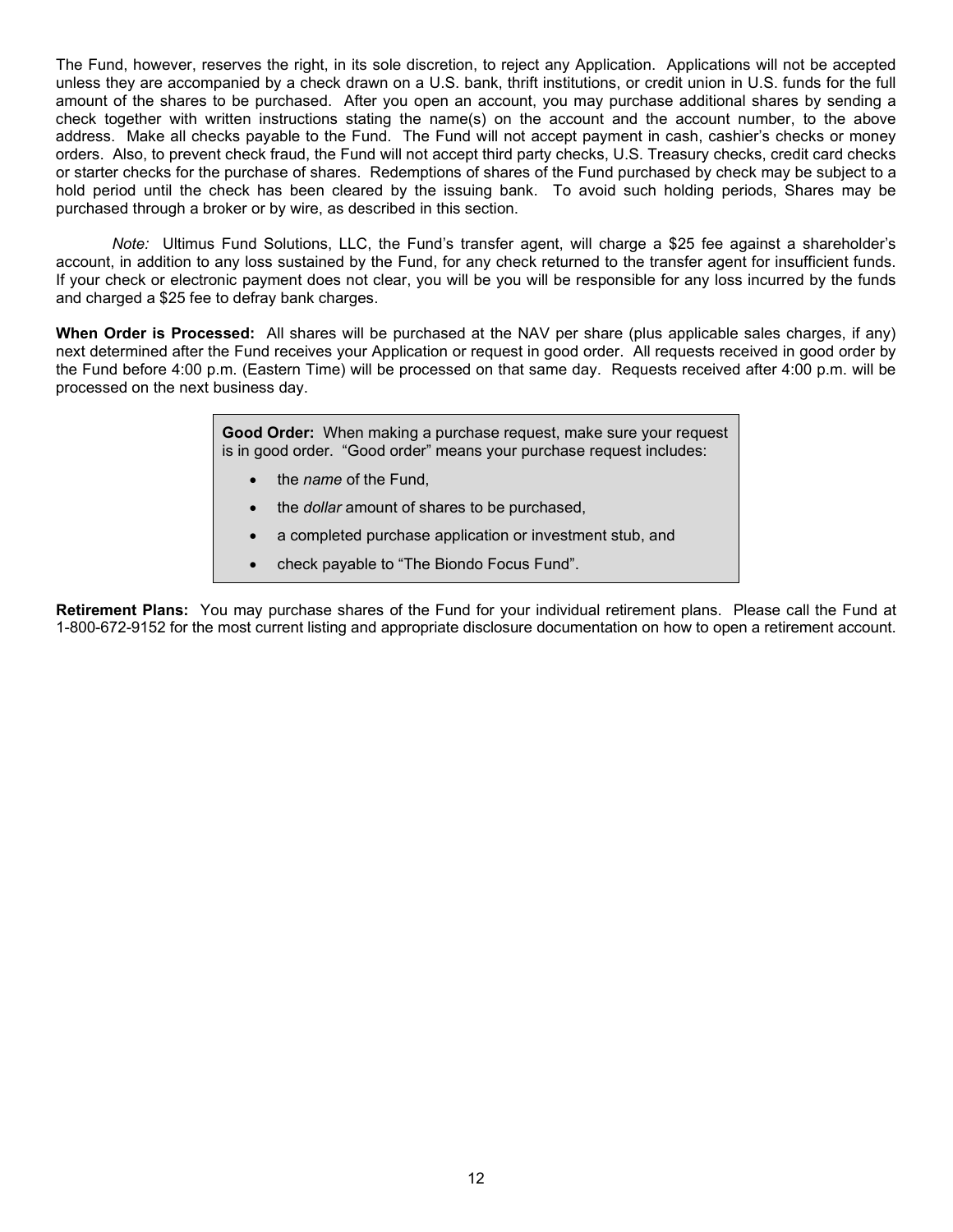The Fund, however, reserves the right, in its sole discretion, to reject any Application. Applications will not be accepted unless they are accompanied by a check drawn on a U.S. bank, thrift institutions, or credit union in U.S. funds for the full amount of the shares to be purchased. After you open an account, you may purchase additional shares by sending a check together with written instructions stating the name(s) on the account and the account number, to the above address. Make all checks payable to the Fund. The Fund will not accept payment in cash, cashier's checks or money orders. Also, to prevent check fraud, the Fund will not accept third party checks, U.S. Treasury checks, credit card checks or starter checks for the purchase of shares. Redemptions of shares of the Fund purchased by check may be subject to a hold period until the check has been cleared by the issuing bank. To avoid such holding periods, Shares may be purchased through a broker or by wire, as described in this section.

*Note:* Ultimus Fund Solutions, LLC, the Fund's transfer agent, will charge a $25 fee against a shareholder's account, in addition to any loss sustained by the Fund, for any check returned to the transfer agent for insufficient funds. If your check or electronic payment does not clear, you will be you will be responsible for any loss incurred by the funds and charged a $25 fee to defray bank charges.

**When Order is Processed:** All shares will be purchased at the NAV per share (plus applicable sales charges, if any) next determined after the Fund receives your Application or request in good order. All requests received in good order by the Fund before 4:00 p.m. (Eastern Time) will be processed on that same day. Requests received after 4:00 p.m. will be processed on the next business day.

**Good Order:** When making a purchase request, make sure your request is in good order. "Good order" means your purchase request includes:

- the *name* of the Fund,
- the *dollar* amount of shares to be purchased,
- a completed purchase application or investment stub, and
- check payable to "The Biondo Focus Fund".

**Retirement Plans:** You may purchase shares of the Fund for your individual retirement plans. Please call the Fund at 1-800-672-9152 for the most current listing and appropriate disclosure documentation on how to open a retirement account.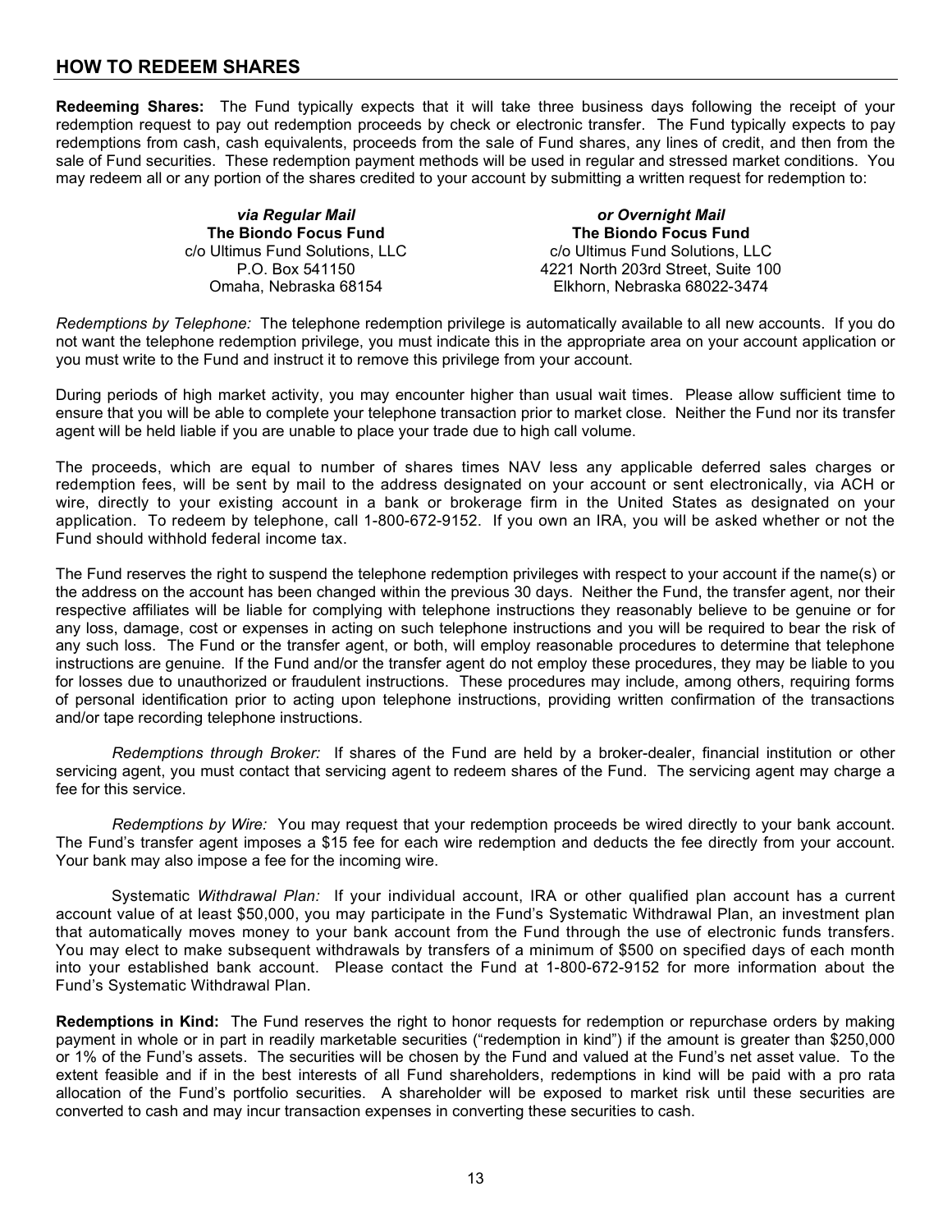## HOW TO REDEEM SHARES

**Redeeming Shares:** The Fund typically expects that it will take three business days following the receipt of your redemption request to pay out redemption proceeds by check or electronic transfer. The Fund typically expects to pay redemptions from cash, cash equivalents, proceeds from the sale of Fund shares, any lines of credit, and then from the sale of Fund securities. These redemption payment methods will be used in regular and stressed market conditions. You may redeem all or any portion of the shares credited to your account by submitting a written request for redemption to:

***via Regular Mail***
**The Biondo Focus Fund**
c/o Ultimus Fund Solutions, LLC
P.O. Box 541150
Omaha, Nebraska 68154

***or Overnight Mail***
**The Biondo Focus Fund**
c/o Ultimus Fund Solutions, LLC
4221 North 203rd Street, Suite 100
Elkhorn, Nebraska 68022-3474

*Redemptions by Telephone:* The telephone redemption privilege is automatically available to all new accounts. If you do not want the telephone redemption privilege, you must indicate this in the appropriate area on your account application or you must write to the Fund and instruct it to remove this privilege from your account.

During periods of high market activity, you may encounter higher than usual wait times. Please allow sufficient time to ensure that you will be able to complete your telephone transaction prior to market close. Neither the Fund nor its transfer agent will be held liable if you are unable to place your trade due to high call volume.

The proceeds, which are equal to number of shares times NAV less any applicable deferred sales charges or redemption fees, will be sent by mail to the address designated on your account or sent electronically, via ACH or wire, directly to your existing account in a bank or brokerage firm in the United States as designated on your application. To redeem by telephone, call 1-800-672-9152. If you own an IRA, you will be asked whether or not the Fund should withhold federal income tax.

The Fund reserves the right to suspend the telephone redemption privileges with respect to your account if the name(s) or the address on the account has been changed within the previous 30 days. Neither the Fund, the transfer agent, nor their respective affiliates will be liable for complying with telephone instructions they reasonably believe to be genuine or for any loss, damage, cost or expenses in acting on such telephone instructions and you will be required to bear the risk of any such loss. The Fund or the transfer agent, or both, will employ reasonable procedures to determine that telephone instructions are genuine. If the Fund and/or the transfer agent do not employ these procedures, they may be liable to you for losses due to unauthorized or fraudulent instructions. These procedures may include, among others, requiring forms of personal identification prior to acting upon telephone instructions, providing written confirmation of the transactions and/or tape recording telephone instructions.

*Redemptions through Broker:* If shares of the Fund are held by a broker-dealer, financial institution or other servicing agent, you must contact that servicing agent to redeem shares of the Fund. The servicing agent may charge a fee for this service.

*Redemptions by Wire:* You may request that your redemption proceeds be wired directly to your bank account. The Fund's transfer agent imposes a $15 fee for each wire redemption and deducts the fee directly from your account. Your bank may also impose a fee for the incoming wire.

Systematic *Withdrawal Plan:* If your individual account, IRA or other qualified plan account has a current account value of at least $50,000, you may participate in the Fund's Systematic Withdrawal Plan, an investment plan that automatically moves money to your bank account from the Fund through the use of electronic funds transfers. You may elect to make subsequent withdrawals by transfers of a minimum of $500 on specified days of each month into your established bank account. Please contact the Fund at 1-800-672-9152 for more information about the Fund's Systematic Withdrawal Plan.

**Redemptions in Kind:** The Fund reserves the right to honor requests for redemption or repurchase orders by making payment in whole or in part in readily marketable securities ("redemption in kind") if the amount is greater than $250,000 or 1% of the Fund's assets. The securities will be chosen by the Fund and valued at the Fund's net asset value. To the extent feasible and if in the best interests of all Fund shareholders, redemptions in kind will be paid with a pro rata allocation of the Fund's portfolio securities. A shareholder will be exposed to market risk until these securities are converted to cash and may incur transaction expenses in converting these securities to cash.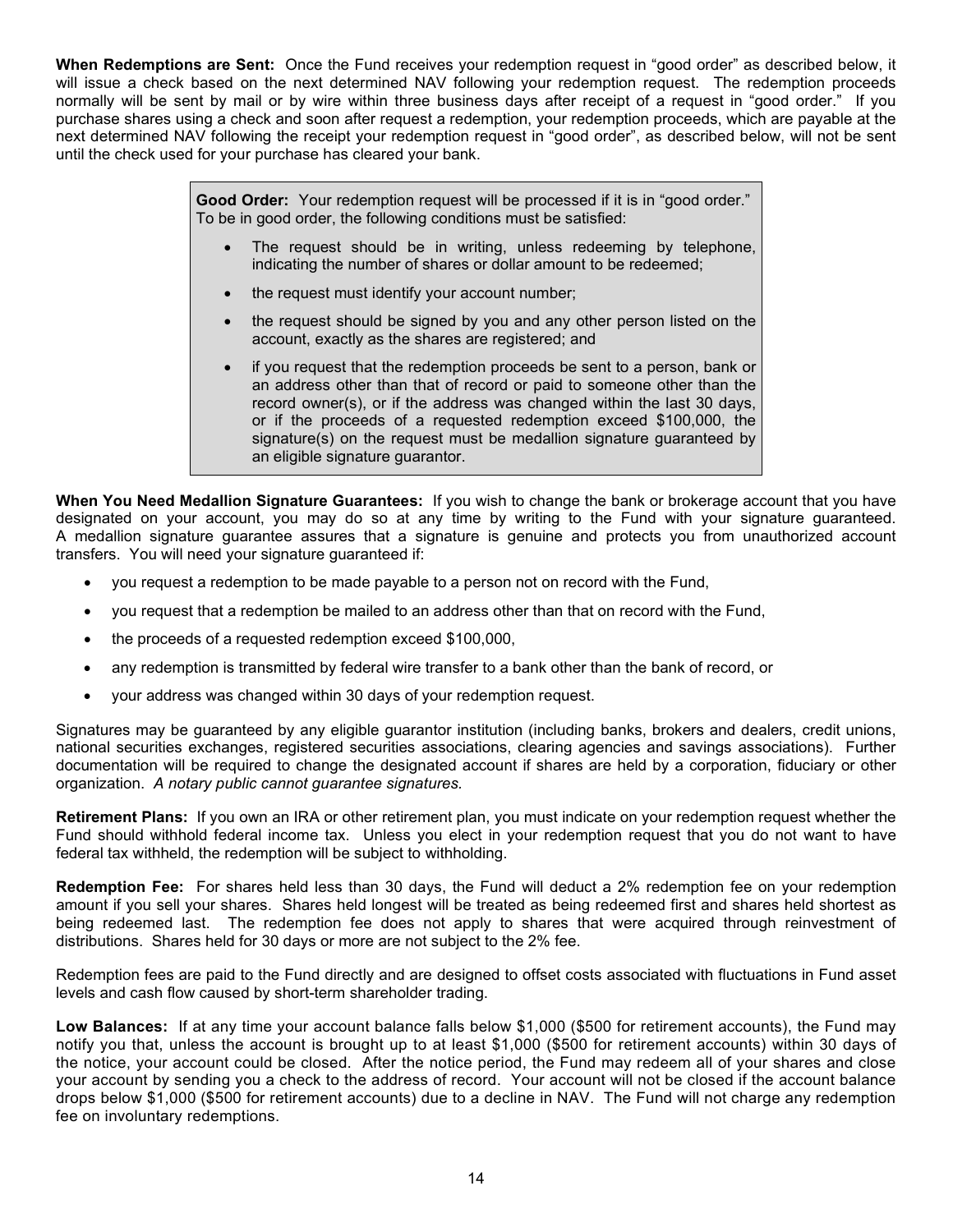**When Redemptions are Sent:** Once the Fund receives your redemption request in "good order" as described below, it will issue a check based on the next determined NAV following your redemption request. The redemption proceeds normally will be sent by mail or by wire within three business days after receipt of a request in "good order." If you purchase shares using a check and soon after request a redemption, your redemption proceeds, which are payable at the next determined NAV following the receipt your redemption request in "good order", as described below, will not be sent until the check used for your purchase has cleared your bank.

> **Good Order:** Your redemption request will be processed if it is in "good order." To be in good order, the following conditions must be satisfied:
>
> - The request should be in writing, unless redeeming by telephone, indicating the number of shares or dollar amount to be redeemed;
> - the request must identify your account number;
> - the request should be signed by you and any other person listed on the account, exactly as the shares are registered; and
> - if you request that the redemption proceeds be sent to a person, bank or an address other than that of record or paid to someone other than the record owner(s), or if the address was changed within the last 30 days, or if the proceeds of a requested redemption exceed $100,000, the signature(s) on the request must be medallion signature guaranteed by an eligible signature guarantor.

**When You Need Medallion Signature Guarantees:** If you wish to change the bank or brokerage account that you have designated on your account, you may do so at any time by writing to the Fund with your signature guaranteed. A medallion signature guarantee assures that a signature is genuine and protects you from unauthorized account transfers. You will need your signature guaranteed if:

- you request a redemption to be made payable to a person not on record with the Fund,
- you request that a redemption be mailed to an address other than that on record with the Fund,
- the proceeds of a requested redemption exceed $100,000,
- any redemption is transmitted by federal wire transfer to a bank other than the bank of record, or
- your address was changed within 30 days of your redemption request.

Signatures may be guaranteed by any eligible guarantor institution (including banks, brokers and dealers, credit unions, national securities exchanges, registered securities associations, clearing agencies and savings associations). Further documentation will be required to change the designated account if shares are held by a corporation, fiduciary or other organization. *A notary public cannot guarantee signatures.*

**Retirement Plans:** If you own an IRA or other retirement plan, you must indicate on your redemption request whether the Fund should withhold federal income tax. Unless you elect in your redemption request that you do not want to have federal tax withheld, the redemption will be subject to withholding.

**Redemption Fee:** For shares held less than 30 days, the Fund will deduct a 2% redemption fee on your redemption amount if you sell your shares. Shares held longest will be treated as being redeemed first and shares held shortest as being redeemed last. The redemption fee does not apply to shares that were acquired through reinvestment of distributions. Shares held for 30 days or more are not subject to the 2% fee.

Redemption fees are paid to the Fund directly and are designed to offset costs associated with fluctuations in Fund asset levels and cash flow caused by short-term shareholder trading.

**Low Balances:** If at any time your account balance falls below $1,000 ($500 for retirement accounts), the Fund may notify you that, unless the account is brought up to at least $1,000 ($500 for retirement accounts) within 30 days of the notice, your account could be closed. After the notice period, the Fund may redeem all of your shares and close your account by sending you a check to the address of record. Your account will not be closed if the account balance drops below $1,000 ($500 for retirement accounts) due to a decline in NAV. The Fund will not charge any redemption fee on involuntary redemptions.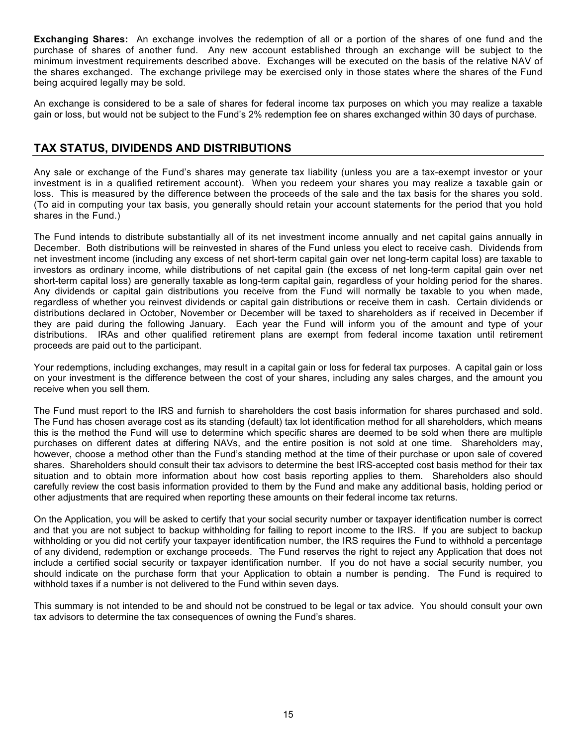**Exchanging Shares:** An exchange involves the redemption of all or a portion of the shares of one fund and the purchase of shares of another fund. Any new account established through an exchange will be subject to the minimum investment requirements described above. Exchanges will be executed on the basis of the relative NAV of the shares exchanged. The exchange privilege may be exercised only in those states where the shares of the Fund being acquired legally may be sold.

An exchange is considered to be a sale of shares for federal income tax purposes on which you may realize a taxable gain or loss, but would not be subject to the Fund's 2% redemption fee on shares exchanged within 30 days of purchase.

## TAX STATUS, DIVIDENDS AND DISTRIBUTIONS

Any sale or exchange of the Fund's shares may generate tax liability (unless you are a tax-exempt investor or your investment is in a qualified retirement account). When you redeem your shares you may realize a taxable gain or loss. This is measured by the difference between the proceeds of the sale and the tax basis for the shares you sold. (To aid in computing your tax basis, you generally should retain your account statements for the period that you hold shares in the Fund.)

The Fund intends to distribute substantially all of its net investment income annually and net capital gains annually in December. Both distributions will be reinvested in shares of the Fund unless you elect to receive cash. Dividends from net investment income (including any excess of net short-term capital gain over net long-term capital loss) are taxable to investors as ordinary income, while distributions of net capital gain (the excess of net long-term capital gain over net short-term capital loss) are generally taxable as long-term capital gain, regardless of your holding period for the shares. Any dividends or capital gain distributions you receive from the Fund will normally be taxable to you when made, regardless of whether you reinvest dividends or capital gain distributions or receive them in cash. Certain dividends or distributions declared in October, November or December will be taxed to shareholders as if received in December if they are paid during the following January. Each year the Fund will inform you of the amount and type of your distributions. IRAs and other qualified retirement plans are exempt from federal income taxation until retirement proceeds are paid out to the participant.

Your redemptions, including exchanges, may result in a capital gain or loss for federal tax purposes. A capital gain or loss on your investment is the difference between the cost of your shares, including any sales charges, and the amount you receive when you sell them.

The Fund must report to the IRS and furnish to shareholders the cost basis information for shares purchased and sold. The Fund has chosen average cost as its standing (default) tax lot identification method for all shareholders, which means this is the method the Fund will use to determine which specific shares are deemed to be sold when there are multiple purchases on different dates at differing NAVs, and the entire position is not sold at one time. Shareholders may, however, choose a method other than the Fund's standing method at the time of their purchase or upon sale of covered shares. Shareholders should consult their tax advisors to determine the best IRS-accepted cost basis method for their tax situation and to obtain more information about how cost basis reporting applies to them. Shareholders also should carefully review the cost basis information provided to them by the Fund and make any additional basis, holding period or other adjustments that are required when reporting these amounts on their federal income tax returns.

On the Application, you will be asked to certify that your social security number or taxpayer identification number is correct and that you are not subject to backup withholding for failing to report income to the IRS. If you are subject to backup withholding or you did not certify your taxpayer identification number, the IRS requires the Fund to withhold a percentage of any dividend, redemption or exchange proceeds. The Fund reserves the right to reject any Application that does not include a certified social security or taxpayer identification number. If you do not have a social security number, you should indicate on the purchase form that your Application to obtain a number is pending. The Fund is required to withhold taxes if a number is not delivered to the Fund within seven days.

This summary is not intended to be and should not be construed to be legal or tax advice. You should consult your own tax advisors to determine the tax consequences of owning the Fund's shares.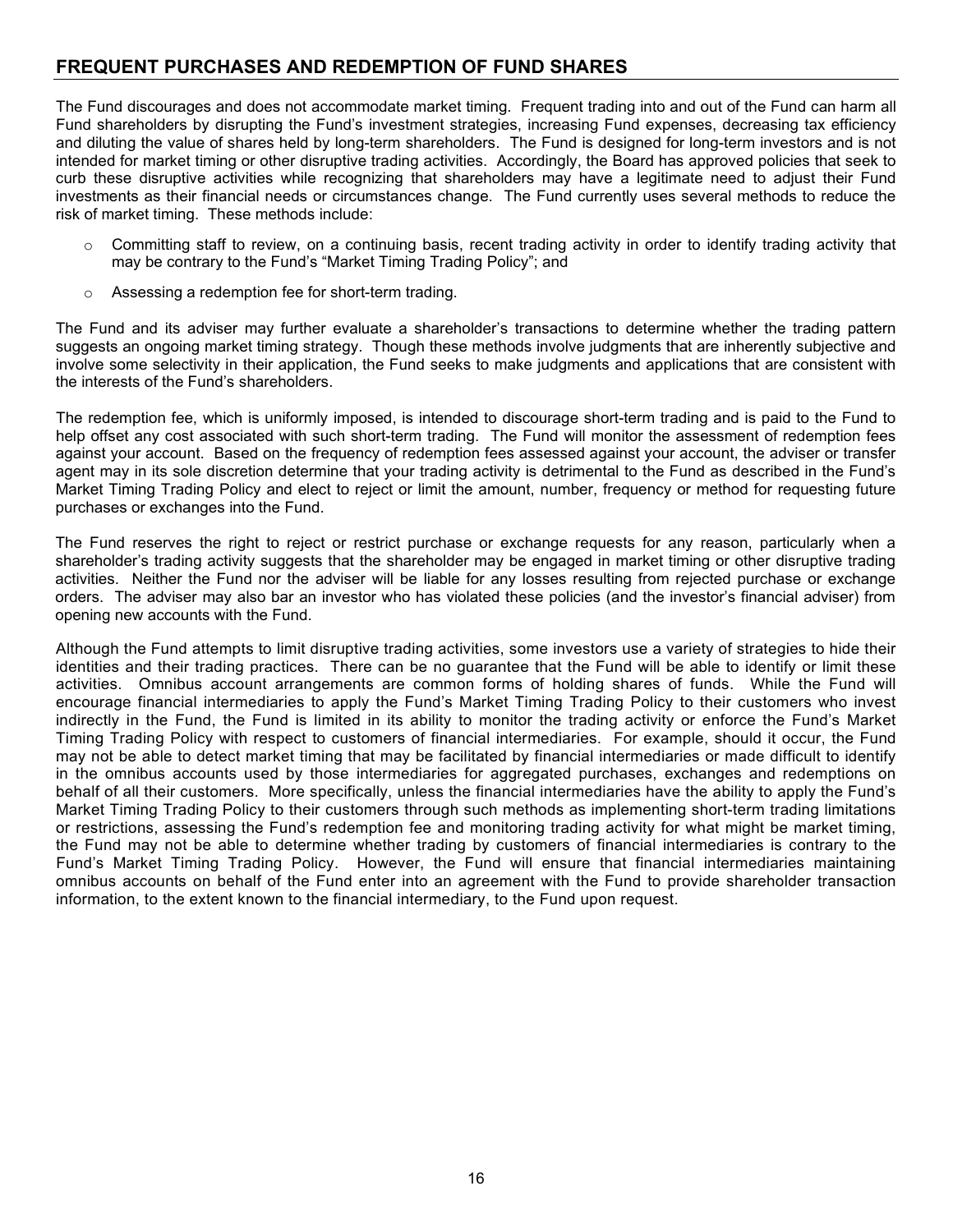## FREQUENT PURCHASES AND REDEMPTION OF FUND SHARES

The Fund discourages and does not accommodate market timing. Frequent trading into and out of the Fund can harm all Fund shareholders by disrupting the Fund's investment strategies, increasing Fund expenses, decreasing tax efficiency and diluting the value of shares held by long-term shareholders. The Fund is designed for long-term investors and is not intended for market timing or other disruptive trading activities. Accordingly, the Board has approved policies that seek to curb these disruptive activities while recognizing that shareholders may have a legitimate need to adjust their Fund investments as their financial needs or circumstances change. The Fund currently uses several methods to reduce the risk of market timing. These methods include:

- Committing staff to review, on a continuing basis, recent trading activity in order to identify trading activity that may be contrary to the Fund's "Market Timing Trading Policy"; and
- Assessing a redemption fee for short-term trading.

The Fund and its adviser may further evaluate a shareholder's transactions to determine whether the trading pattern suggests an ongoing market timing strategy. Though these methods involve judgments that are inherently subjective and involve some selectivity in their application, the Fund seeks to make judgments and applications that are consistent with the interests of the Fund's shareholders.

The redemption fee, which is uniformly imposed, is intended to discourage short-term trading and is paid to the Fund to help offset any cost associated with such short-term trading. The Fund will monitor the assessment of redemption fees against your account. Based on the frequency of redemption fees assessed against your account, the adviser or transfer agent may in its sole discretion determine that your trading activity is detrimental to the Fund as described in the Fund's Market Timing Trading Policy and elect to reject or limit the amount, number, frequency or method for requesting future purchases or exchanges into the Fund.

The Fund reserves the right to reject or restrict purchase or exchange requests for any reason, particularly when a shareholder's trading activity suggests that the shareholder may be engaged in market timing or other disruptive trading activities. Neither the Fund nor the adviser will be liable for any losses resulting from rejected purchase or exchange orders. The adviser may also bar an investor who has violated these policies (and the investor's financial adviser) from opening new accounts with the Fund.

Although the Fund attempts to limit disruptive trading activities, some investors use a variety of strategies to hide their identities and their trading practices. There can be no guarantee that the Fund will be able to identify or limit these activities. Omnibus account arrangements are common forms of holding shares of funds. While the Fund will encourage financial intermediaries to apply the Fund's Market Timing Trading Policy to their customers who invest indirectly in the Fund, the Fund is limited in its ability to monitor the trading activity or enforce the Fund's Market Timing Trading Policy with respect to customers of financial intermediaries. For example, should it occur, the Fund may not be able to detect market timing that may be facilitated by financial intermediaries or made difficult to identify in the omnibus accounts used by those intermediaries for aggregated purchases, exchanges and redemptions on behalf of all their customers. More specifically, unless the financial intermediaries have the ability to apply the Fund's Market Timing Trading Policy to their customers through such methods as implementing short-term trading limitations or restrictions, assessing the Fund's redemption fee and monitoring trading activity for what might be market timing, the Fund may not be able to determine whether trading by customers of financial intermediaries is contrary to the Fund's Market Timing Trading Policy. However, the Fund will ensure that financial intermediaries maintaining omnibus accounts on behalf of the Fund enter into an agreement with the Fund to provide shareholder transaction information, to the extent known to the financial intermediary, to the Fund upon request.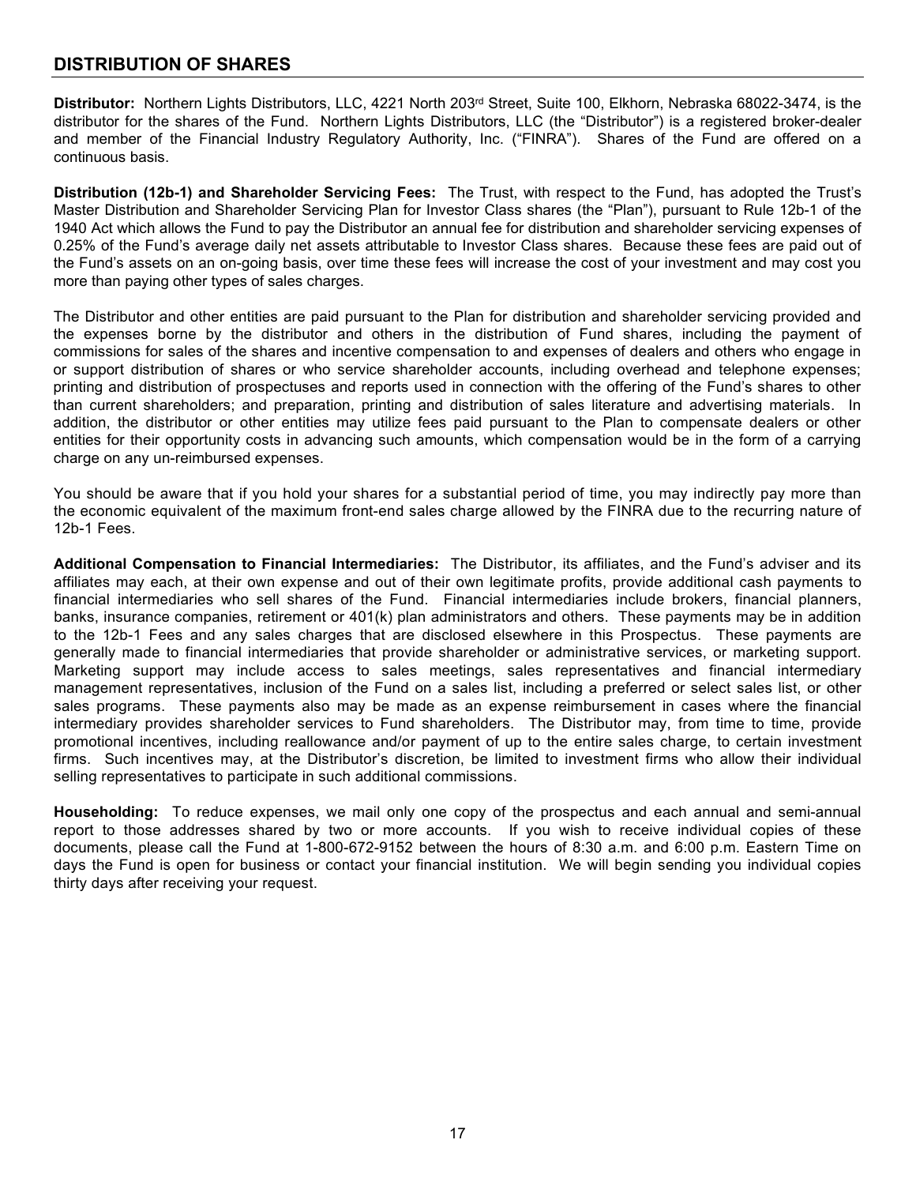## DISTRIBUTION OF SHARES

**Distributor:** Northern Lights Distributors, LLC, 4221 North 203rd Street, Suite 100, Elkhorn, Nebraska 68022-3474, is the distributor for the shares of the Fund. Northern Lights Distributors, LLC (the "Distributor") is a registered broker-dealer and member of the Financial Industry Regulatory Authority, Inc. ("FINRA"). Shares of the Fund are offered on a continuous basis.

**Distribution (12b-1) and Shareholder Servicing Fees:** The Trust, with respect to the Fund, has adopted the Trust's Master Distribution and Shareholder Servicing Plan for Investor Class shares (the "Plan"), pursuant to Rule 12b-1 of the 1940 Act which allows the Fund to pay the Distributor an annual fee for distribution and shareholder servicing expenses of 0.25% of the Fund's average daily net assets attributable to Investor Class shares. Because these fees are paid out of the Fund's assets on an on-going basis, over time these fees will increase the cost of your investment and may cost you more than paying other types of sales charges.

The Distributor and other entities are paid pursuant to the Plan for distribution and shareholder servicing provided and the expenses borne by the distributor and others in the distribution of Fund shares, including the payment of commissions for sales of the shares and incentive compensation to and expenses of dealers and others who engage in or support distribution of shares or who service shareholder accounts, including overhead and telephone expenses; printing and distribution of prospectuses and reports used in connection with the offering of the Fund's shares to other than current shareholders; and preparation, printing and distribution of sales literature and advertising materials. In addition, the distributor or other entities may utilize fees paid pursuant to the Plan to compensate dealers or other entities for their opportunity costs in advancing such amounts, which compensation would be in the form of a carrying charge on any un-reimbursed expenses.

You should be aware that if you hold your shares for a substantial period of time, you may indirectly pay more than the economic equivalent of the maximum front-end sales charge allowed by the FINRA due to the recurring nature of 12b-1 Fees.

**Additional Compensation to Financial Intermediaries:** The Distributor, its affiliates, and the Fund's adviser and its affiliates may each, at their own expense and out of their own legitimate profits, provide additional cash payments to financial intermediaries who sell shares of the Fund. Financial intermediaries include brokers, financial planners, banks, insurance companies, retirement or 401(k) plan administrators and others. These payments may be in addition to the 12b-1 Fees and any sales charges that are disclosed elsewhere in this Prospectus. These payments are generally made to financial intermediaries that provide shareholder or administrative services, or marketing support. Marketing support may include access to sales meetings, sales representatives and financial intermediary management representatives, inclusion of the Fund on a sales list, including a preferred or select sales list, or other sales programs. These payments also may be made as an expense reimbursement in cases where the financial intermediary provides shareholder services to Fund shareholders. The Distributor may, from time to time, provide promotional incentives, including reallowance and/or payment of up to the entire sales charge, to certain investment firms. Such incentives may, at the Distributor's discretion, be limited to investment firms who allow their individual selling representatives to participate in such additional commissions.

**Householding:** To reduce expenses, we mail only one copy of the prospectus and each annual and semi-annual report to those addresses shared by two or more accounts. If you wish to receive individual copies of these documents, please call the Fund at 1-800-672-9152 between the hours of 8:30 a.m. and 6:00 p.m. Eastern Time on days the Fund is open for business or contact your financial institution. We will begin sending you individual copies thirty days after receiving your request.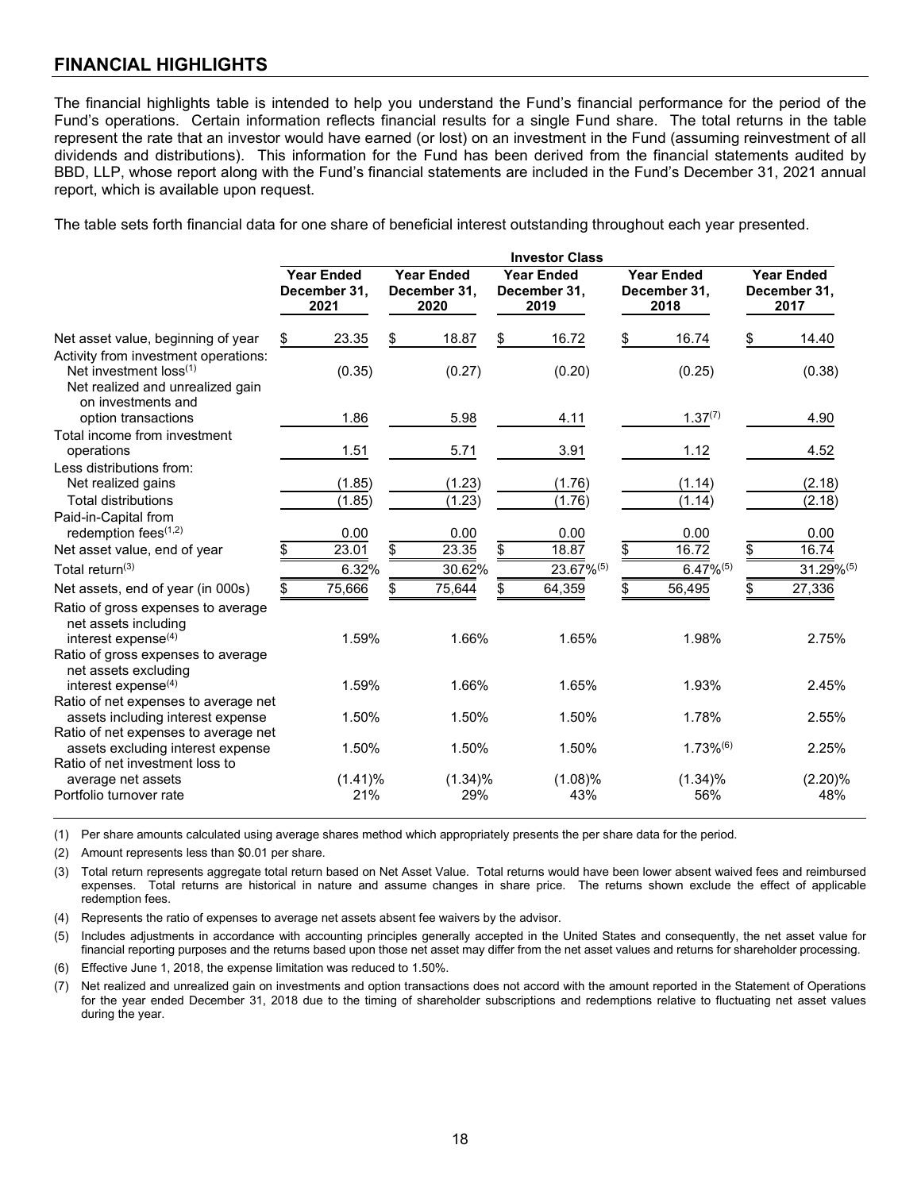## FINANCIAL HIGHLIGHTS

The financial highlights table is intended to help you understand the Fund's financial performance for the period of the Fund's operations. Certain information reflects financial results for a single Fund share. The total returns in the table represent the rate that an investor would have earned (or lost) on an investment in the Fund (assuming reinvestment of all dividends and distributions). This information for the Fund has been derived from the financial statements audited by BBD, LLP, whose report along with the Fund's financial statements are included in the Fund's December 31, 2021 annual report, which is available upon request.

The table sets forth financial data for one share of beneficial interest outstanding throughout each year presented.

| | Investor Class | | | | |
|---|---|---|---|---|---|
| | Year Ended December 31, 2021 | Year Ended December 31, 2020 | Year Ended December 31, 2019 | Year Ended December 31, 2018 | Year Ended December 31, 2017 |
| Net asset value, beginning of year | $ 23.35 | $ 18.87 | $ 16.72 | $ 16.74 | $ 14.40 |
| Activity from investment operations: | | | | | |
| Net investment loss[1] | (0.35) | (0.27) | (0.20) | (0.25) | (0.38) |
| Net realized and unrealized gain on investments and option transactions | 1.86 | 5.98 | 4.11 | 1.37[7] | 4.90 |
| Total income from investment operations | 1.51 | 5.71 | 3.91 | 1.12 | 4.52 |
| Less distributions from: | | | | | |
| Net realized gains | (1.85) | (1.23) | (1.76) | (1.14) | (2.18) |
| Total distributions | (1.85) | (1.23) | (1.76) | (1.14) | (2.18) |
| Paid-in-Capital from redemption fees[1,2] | 0.00 | 0.00 | 0.00 | 0.00 | 0.00 |
| Net asset value, end of year | $ 23.01 | $ 23.35 | $ 18.87 | $ 16.72 | $ 16.74 |
| Total return[3] | 6.32% | 30.62% | 23.67%[5] | 6.47%[5] | 31.29%[5] |
| Net assets, end of year (in 000s) | $ 75,666 | $ 75,644 | $ 64,359 | $ 56,495 | $ 27,336 |
| Ratio of gross expenses to average net assets including interest expense[4] | 1.59% | 1.66% | 1.65% | 1.98% | 2.75% |
| Ratio of gross expenses to average net assets excluding interest expense[4] | 1.59% | 1.66% | 1.65% | 1.93% | 2.45% |
| Ratio of net expenses to average net assets including interest expense | 1.50% | 1.50% | 1.50% | 1.78% | 2.55% |
| Ratio of net expenses to average net assets excluding interest expense | 1.50% | 1.50% | 1.50% | 1.73%[6] | 2.25% |
| Ratio of net investment loss to average net assets | (1.41)% | (1.34)% | (1.08)% | (1.34)% | (2.20)% |
| Portfolio turnover rate | 21% | 29% | 43% | 56% | 48% |

(1) Per share amounts calculated using average shares method which appropriately presents the per share data for the period.

(2) Amount represents less than $0.01 per share.

(3) Total return represents aggregate total return based on Net Asset Value. Total returns would have been lower absent waived fees and reimbursed expenses. Total returns are historical in nature and assume changes in share price. The returns shown exclude the effect of applicable redemption fees.

(4) Represents the ratio of expenses to average net assets absent fee waivers by the advisor.

(5) Includes adjustments in accordance with accounting principles generally accepted in the United States and consequently, the net asset value for financial reporting purposes and the returns based upon those net asset may differ from the net asset values and returns for shareholder processing.

(6) Effective June 1, 2018, the expense limitation was reduced to 1.50%.

(7) Net realized and unrealized gain on investments and option transactions does not accord with the amount reported in the Statement of Operations for the year ended December 31, 2018 due to the timing of shareholder subscriptions and redemptions relative to fluctuating net asset values during the year.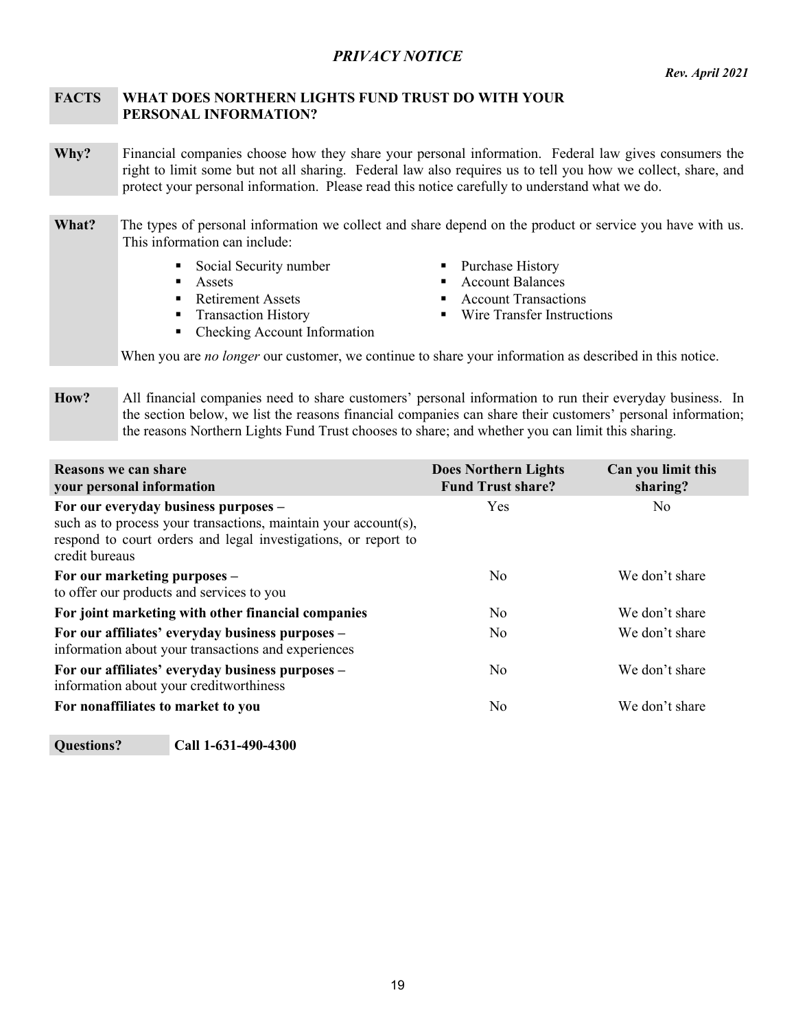# *PRIVACY NOTICE*

***Rev. April 2021***

| **FACTS** | **WHAT DOES NORTHERN LIGHTS FUND TRUST DO WITH YOUR PERSONAL INFORMATION?** |
|---|---|

**Why?** Financial companies choose how they share your personal information. Federal law gives consumers the right to limit some but not all sharing. Federal law also requires us to tell you how we collect, share, and protect your personal information. Please read this notice carefully to understand what we do.

**What?** The types of personal information we collect and share depend on the product or service you have with us. This information can include:

- Social Security number
- Assets
- Retirement Assets
- Transaction History
- Checking Account Information
- Purchase History
- Account Balances
- Account Transactions
- Wire Transfer Instructions

When you are *no longer* our customer, we continue to share your information as described in this notice.

**How?** All financial companies need to share customers' personal information to run their everyday business. In the section below, we list the reasons financial companies can share their customers' personal information; the reasons Northern Lights Fund Trust chooses to share; and whether you can limit this sharing.

| **Reasons we can share your personal information** | **Does Northern Lights Fund Trust share?** | **Can you limit this sharing?** |
|---|---|---|
| **For our everyday business purposes –** such as to process your transactions, maintain your account(s), respond to court orders and legal investigations, or report to credit bureaus | Yes | No |
| **For our marketing purposes –** to offer our products and services to you | No | We don't share |
| **For joint marketing with other financial companies** | No | We don't share |
| **For our affiliates' everyday business purposes –** information about your transactions and experiences | No | We don't share |
| **For our affiliates' everyday business purposes –** information about your creditworthiness | No | We don't share |
| **For nonaffiliates to market to you** | No | We don't share |

| **Questions?** | **Call 1-631-490-4300** |
|---|---|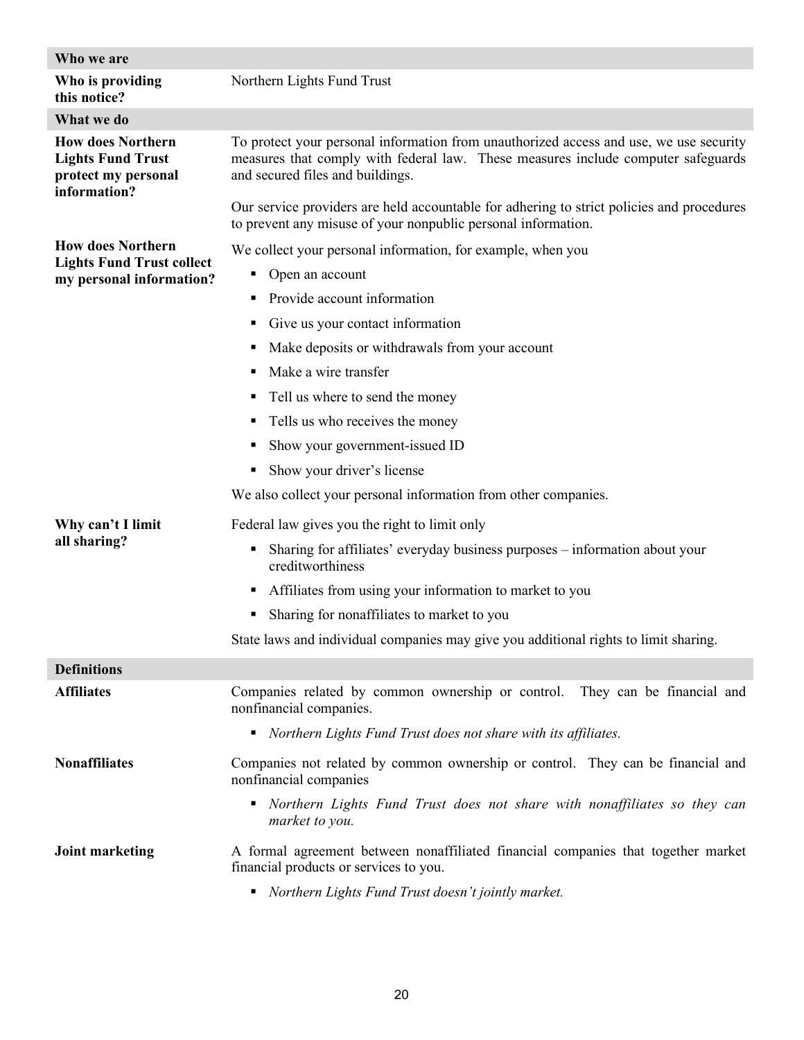| Who we are | |
|---|---|
| **Who is providing this notice?** | Northern Lights Fund Trust |
| **What we do** | |
| **How does Northern Lights Fund Trust protect my personal information?** | To protect your personal information from unauthorized access and use, we use security measures that comply with federal law. These measures include computer safeguards and secured files and buildings.<br><br>Our service providers are held accountable for adhering to strict policies and procedures to prevent any misuse of your nonpublic personal information. |
| **How does Northern Lights Fund Trust collect my personal information?** | We collect your personal information, for example, when you<br>▪ Open an account<br>▪ Provide account information<br>▪ Give us your contact information<br>▪ Make deposits or withdrawals from your account<br>▪ Make a wire transfer<br>▪ Tell us where to send the money<br>▪ Tells us who receives the money<br>▪ Show your government-issued ID<br>▪ Show your driver's license<br><br>We also collect your personal information from other companies. |
| **Why can't I limit all sharing?** | Federal law gives you the right to limit only<br>▪ Sharing for affiliates' everyday business purposes – information about your creditworthiness<br>▪ Affiliates from using your information to market to you<br>▪ Sharing for nonaffiliates to market to you<br><br>State laws and individual companies may give you additional rights to limit sharing. |
| **Definitions** | |
| **Affiliates** | Companies related by common ownership or control. They can be financial and nonfinancial companies.<br>▪ *Northern Lights Fund Trust does not share with its affiliates.* |
| **Nonaffiliates** | Companies not related by common ownership or control. They can be financial and nonfinancial companies<br>▪ *Northern Lights Fund Trust does not share with nonaffiliates so they can market to you.* |
| **Joint marketing** | A formal agreement between nonaffiliated financial companies that together market financial products or services to you.<br>▪ *Northern Lights Fund Trust doesn't jointly market.* |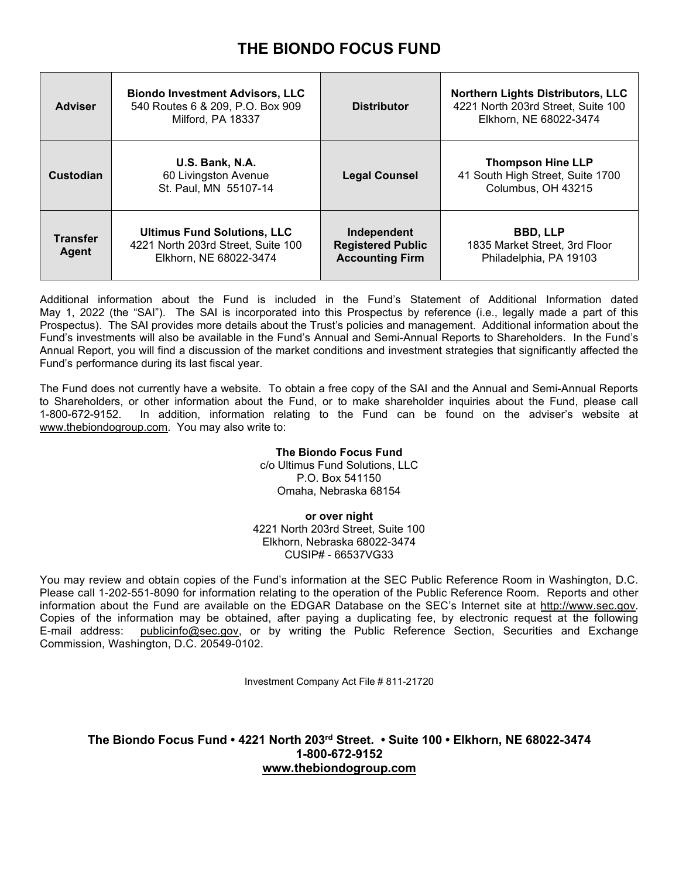# THE BIONDO FOCUS FUND

| | | | |
|---|---|---|---|
| **Adviser** | **Biondo Investment Advisors, LLC**<br>540 Routes 6 & 209, P.O. Box 909<br>Milford, PA 18337 | **Distributor** | **Northern Lights Distributors, LLC**<br>4221 North 203rd Street, Suite 100<br>Elkhorn, NE 68022-3474 |
| **Custodian** | **U.S. Bank, N.A.**<br>60 Livingston Avenue<br>St. Paul, MN 55107-14 | **Legal Counsel** | **Thompson Hine LLP**<br>41 South High Street, Suite 1700<br>Columbus, OH 43215 |
| **Transfer Agent** | **Ultimus Fund Solutions, LLC**<br>4221 North 203rd Street, Suite 100<br>Elkhorn, NE 68022-3474 | **Independent Registered Public Accounting Firm** | **BBD, LLP**<br>1835 Market Street, 3rd Floor<br>Philadelphia, PA 19103 |

Additional information about the Fund is included in the Fund's Statement of Additional Information dated May 1, 2022 (the "SAI"). The SAI is incorporated into this Prospectus by reference (i.e., legally made a part of this Prospectus). The SAI provides more details about the Trust's policies and management. Additional information about the Fund's investments will also be available in the Fund's Annual and Semi-Annual Reports to Shareholders. In the Fund's Annual Report, you will find a discussion of the market conditions and investment strategies that significantly affected the Fund's performance during its last fiscal year.

The Fund does not currently have a website. To obtain a free copy of the SAI and the Annual and Semi-Annual Reports to Shareholders, or other information about the Fund, or to make shareholder inquiries about the Fund, please call 1-800-672-9152. In addition, information relating to the Fund can be found on the adviser's website at www.thebiondogroup.com. You may also write to:

**The Biondo Focus Fund**
c/o Ultimus Fund Solutions, LLC
P.O. Box 541150
Omaha, Nebraska 68154

**or over night**
4221 North 203rd Street, Suite 100
Elkhorn, Nebraska 68022-3474
CUSIP# - 66537VG33

You may review and obtain copies of the Fund's information at the SEC Public Reference Room in Washington, D.C. Please call 1-202-551-8090 for information relating to the operation of the Public Reference Room. Reports and other information about the Fund are available on the EDGAR Database on the SEC's Internet site at http://www.sec.gov. Copies of the information may be obtained, after paying a duplicating fee, by electronic request at the following E-mail address: publicinfo@sec.gov, or by writing the Public Reference Section, Securities and Exchange Commission, Washington, D.C. 20549-0102.

Investment Company Act File # 811-21720

**The Biondo Focus Fund • 4221 North 203rd Street. • Suite 100 • Elkhorn, NE 68022-3474**
**1-800-672-9152**
**www.thebiondogroup.com**